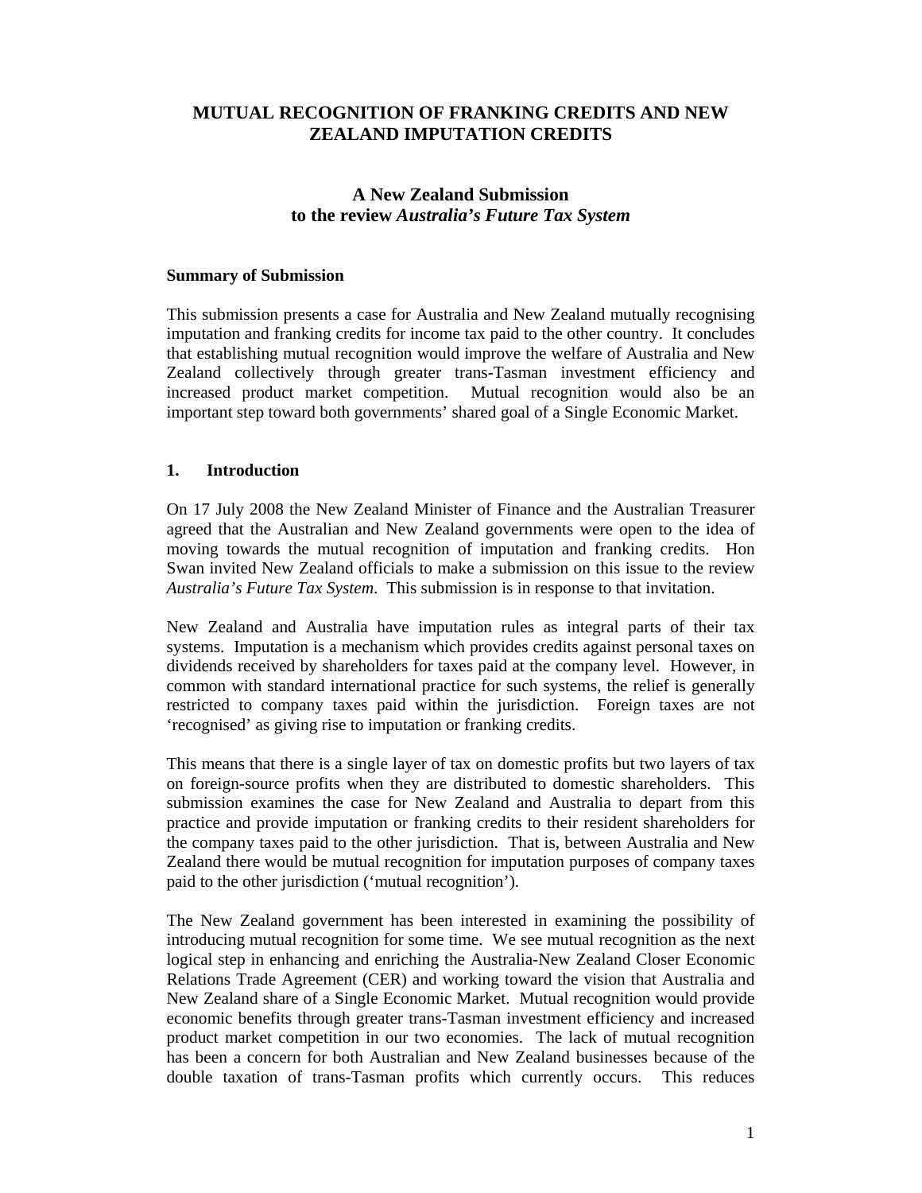# MUTUAL RECOGNITION OF FRANKING CREDITS AND NEW ZEALAND IMPUTATION CREDITS

## A New Zealand Submission to the review *Australia's Future Tax System*

**Summary of Submission**

This submission presents a case for Australia and New Zealand mutually recognising imputation and franking credits for income tax paid to the other country. It concludes that establishing mutual recognition would improve the welfare of Australia and New Zealand collectively through greater trans-Tasman investment efficiency and increased product market competition. Mutual recognition would also be an important step toward both governments' shared goal of a Single Economic Market.

### 1. Introduction

On 17 July 2008 the New Zealand Minister of Finance and the Australian Treasurer agreed that the Australian and New Zealand governments were open to the idea of moving towards the mutual recognition of imputation and franking credits. Hon Swan invited New Zealand officials to make a submission on this issue to the review *Australia's Future Tax System*. This submission is in response to that invitation.

New Zealand and Australia have imputation rules as integral parts of their tax systems. Imputation is a mechanism which provides credits against personal taxes on dividends received by shareholders for taxes paid at the company level. However, in common with standard international practice for such systems, the relief is generally restricted to company taxes paid within the jurisdiction. Foreign taxes are not 'recognised' as giving rise to imputation or franking credits.

This means that there is a single layer of tax on domestic profits but two layers of tax on foreign-source profits when they are distributed to domestic shareholders. This submission examines the case for New Zealand and Australia to depart from this practice and provide imputation or franking credits to their resident shareholders for the company taxes paid to the other jurisdiction. That is, between Australia and New Zealand there would be mutual recognition for imputation purposes of company taxes paid to the other jurisdiction ('mutual recognition').

The New Zealand government has been interested in examining the possibility of introducing mutual recognition for some time. We see mutual recognition as the next logical step in enhancing and enriching the Australia-New Zealand Closer Economic Relations Trade Agreement (CER) and working toward the vision that Australia and New Zealand share of a Single Economic Market. Mutual recognition would provide economic benefits through greater trans-Tasman investment efficiency and increased product market competition in our two economies. The lack of mutual recognition has been a concern for both Australian and New Zealand businesses because of the double taxation of trans-Tasman profits which currently occurs. This reduces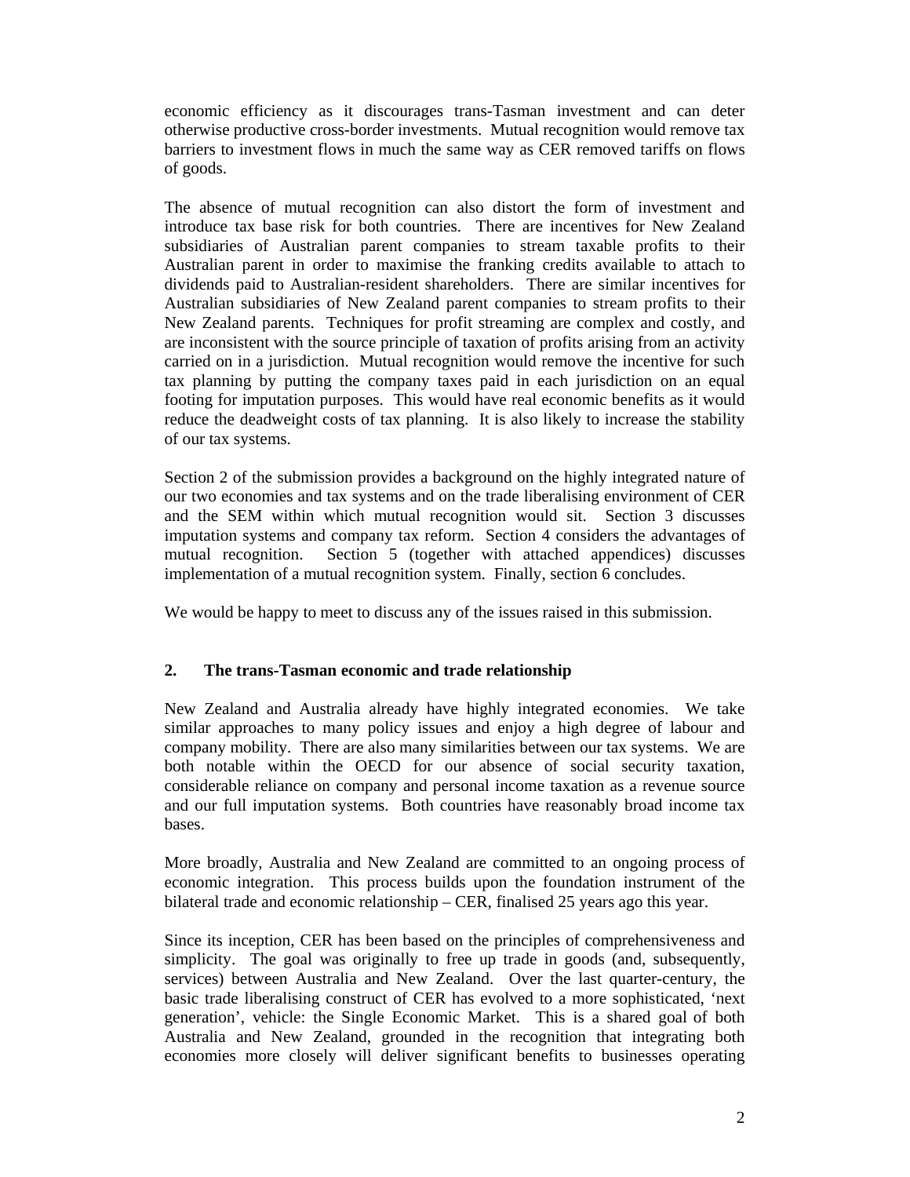economic efficiency as it discourages trans-Tasman investment and can deter otherwise productive cross-border investments. Mutual recognition would remove tax barriers to investment flows in much the same way as CER removed tariffs on flows of goods.

The absence of mutual recognition can also distort the form of investment and introduce tax base risk for both countries. There are incentives for New Zealand subsidiaries of Australian parent companies to stream taxable profits to their Australian parent in order to maximise the franking credits available to attach to dividends paid to Australian-resident shareholders. There are similar incentives for Australian subsidiaries of New Zealand parent companies to stream profits to their New Zealand parents. Techniques for profit streaming are complex and costly, and are inconsistent with the source principle of taxation of profits arising from an activity carried on in a jurisdiction. Mutual recognition would remove the incentive for such tax planning by putting the company taxes paid in each jurisdiction on an equal footing for imputation purposes. This would have real economic benefits as it would reduce the deadweight costs of tax planning. It is also likely to increase the stability of our tax systems.

Section 2 of the submission provides a background on the highly integrated nature of our two economies and tax systems and on the trade liberalising environment of CER and the SEM within which mutual recognition would sit. Section 3 discusses imputation systems and company tax reform. Section 4 considers the advantages of mutual recognition. Section 5 (together with attached appendices) discusses implementation of a mutual recognition system. Finally, section 6 concludes.

We would be happy to meet to discuss any of the issues raised in this submission.

## 2. The trans-Tasman economic and trade relationship

New Zealand and Australia already have highly integrated economies. We take similar approaches to many policy issues and enjoy a high degree of labour and company mobility. There are also many similarities between our tax systems. We are both notable within the OECD for our absence of social security taxation, considerable reliance on company and personal income taxation as a revenue source and our full imputation systems. Both countries have reasonably broad income tax bases.

More broadly, Australia and New Zealand are committed to an ongoing process of economic integration. This process builds upon the foundation instrument of the bilateral trade and economic relationship – CER, finalised 25 years ago this year.

Since its inception, CER has been based on the principles of comprehensiveness and simplicity. The goal was originally to free up trade in goods (and, subsequently, services) between Australia and New Zealand. Over the last quarter-century, the basic trade liberalising construct of CER has evolved to a more sophisticated, 'next generation', vehicle: the Single Economic Market. This is a shared goal of both Australia and New Zealand, grounded in the recognition that integrating both economies more closely will deliver significant benefits to businesses operating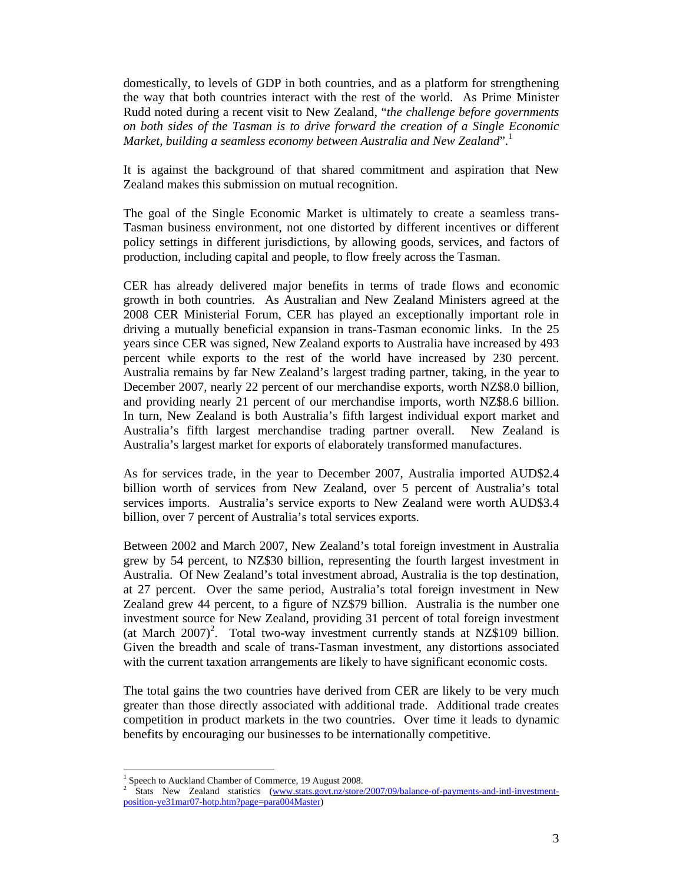domestically, to levels of GDP in both countries, and as a platform for strengthening the way that both countries interact with the rest of the world. As Prime Minister Rudd noted during a recent visit to New Zealand, "*the challenge before governments on both sides of the Tasman is to drive forward the creation of a Single Economic Market, building a seamless economy between Australia and New Zealand*".[1]

It is against the background of that shared commitment and aspiration that New Zealand makes this submission on mutual recognition.

The goal of the Single Economic Market is ultimately to create a seamless trans-Tasman business environment, not one distorted by different incentives or different policy settings in different jurisdictions, by allowing goods, services, and factors of production, including capital and people, to flow freely across the Tasman.

CER has already delivered major benefits in terms of trade flows and economic growth in both countries. As Australian and New Zealand Ministers agreed at the 2008 CER Ministerial Forum, CER has played an exceptionally important role in driving a mutually beneficial expansion in trans-Tasman economic links. In the 25 years since CER was signed, New Zealand exports to Australia have increased by 493 percent while exports to the rest of the world have increased by 230 percent. Australia remains by far New Zealand's largest trading partner, taking, in the year to December 2007, nearly 22 percent of our merchandise exports, worth NZ$8.0 billion, and providing nearly 21 percent of our merchandise imports, worth NZ$8.6 billion. In turn, New Zealand is both Australia's fifth largest individual export market and Australia's fifth largest merchandise trading partner overall. New Zealand is Australia's largest market for exports of elaborately transformed manufactures.

As for services trade, in the year to December 2007, Australia imported AUD$2.4 billion worth of services from New Zealand, over 5 percent of Australia's total services imports. Australia's service exports to New Zealand were worth AUD$3.4 billion, over 7 percent of Australia's total services exports.

Between 2002 and March 2007, New Zealand's total foreign investment in Australia grew by 54 percent, to NZ$30 billion, representing the fourth largest investment in Australia. Of New Zealand's total investment abroad, Australia is the top destination, at 27 percent. Over the same period, Australia's total foreign investment in New Zealand grew 44 percent, to a figure of NZ$79 billion. Australia is the number one investment source for New Zealand, providing 31 percent of total foreign investment (at March 2007)[2]. Total two-way investment currently stands at NZ$109 billion. Given the breadth and scale of trans-Tasman investment, any distortions associated with the current taxation arrangements are likely to have significant economic costs.

The total gains the two countries have derived from CER are likely to be very much greater than those directly associated with additional trade. Additional trade creates competition in product markets in the two countries. Over time it leads to dynamic benefits by encouraging our businesses to be internationally competitive.

---

[1] Speech to Auckland Chamber of Commerce, 19 August 2008.

[2] Stats New Zealand statistics (www.stats.govt.nz/store/2007/09/balance-of-payments-and-intl-investment-position-ye31mar07-hotp.htm?page=para004Master)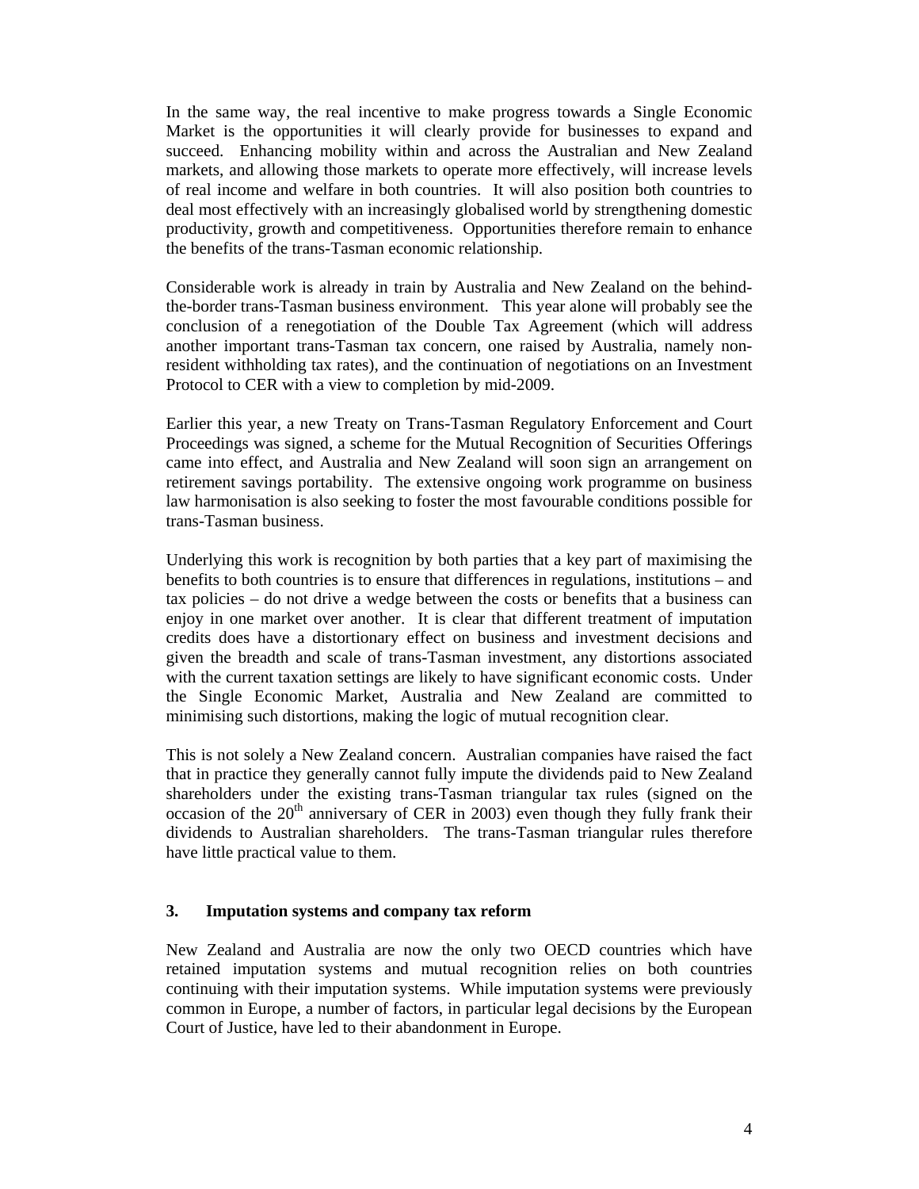In the same way, the real incentive to make progress towards a Single Economic Market is the opportunities it will clearly provide for businesses to expand and succeed. Enhancing mobility within and across the Australian and New Zealand markets, and allowing those markets to operate more effectively, will increase levels of real income and welfare in both countries. It will also position both countries to deal most effectively with an increasingly globalised world by strengthening domestic productivity, growth and competitiveness. Opportunities therefore remain to enhance the benefits of the trans-Tasman economic relationship.

Considerable work is already in train by Australia and New Zealand on the behind-the-border trans-Tasman business environment. This year alone will probably see the conclusion of a renegotiation of the Double Tax Agreement (which will address another important trans-Tasman tax concern, one raised by Australia, namely non-resident withholding tax rates), and the continuation of negotiations on an Investment Protocol to CER with a view to completion by mid-2009.

Earlier this year, a new Treaty on Trans-Tasman Regulatory Enforcement and Court Proceedings was signed, a scheme for the Mutual Recognition of Securities Offerings came into effect, and Australia and New Zealand will soon sign an arrangement on retirement savings portability. The extensive ongoing work programme on business law harmonisation is also seeking to foster the most favourable conditions possible for trans-Tasman business.

Underlying this work is recognition by both parties that a key part of maximising the benefits to both countries is to ensure that differences in regulations, institutions – and tax policies – do not drive a wedge between the costs or benefits that a business can enjoy in one market over another. It is clear that different treatment of imputation credits does have a distortionary effect on business and investment decisions and given the breadth and scale of trans-Tasman investment, any distortions associated with the current taxation settings are likely to have significant economic costs. Under the Single Economic Market, Australia and New Zealand are committed to minimising such distortions, making the logic of mutual recognition clear.

This is not solely a New Zealand concern. Australian companies have raised the fact that in practice they generally cannot fully impute the dividends paid to New Zealand shareholders under the existing trans-Tasman triangular tax rules (signed on the occasion of the 20th anniversary of CER in 2003) even though they fully frank their dividends to Australian shareholders. The trans-Tasman triangular rules therefore have little practical value to them.

## 3. Imputation systems and company tax reform

New Zealand and Australia are now the only two OECD countries which have retained imputation systems and mutual recognition relies on both countries continuing with their imputation systems. While imputation systems were previously common in Europe, a number of factors, in particular legal decisions by the European Court of Justice, have led to their abandonment in Europe.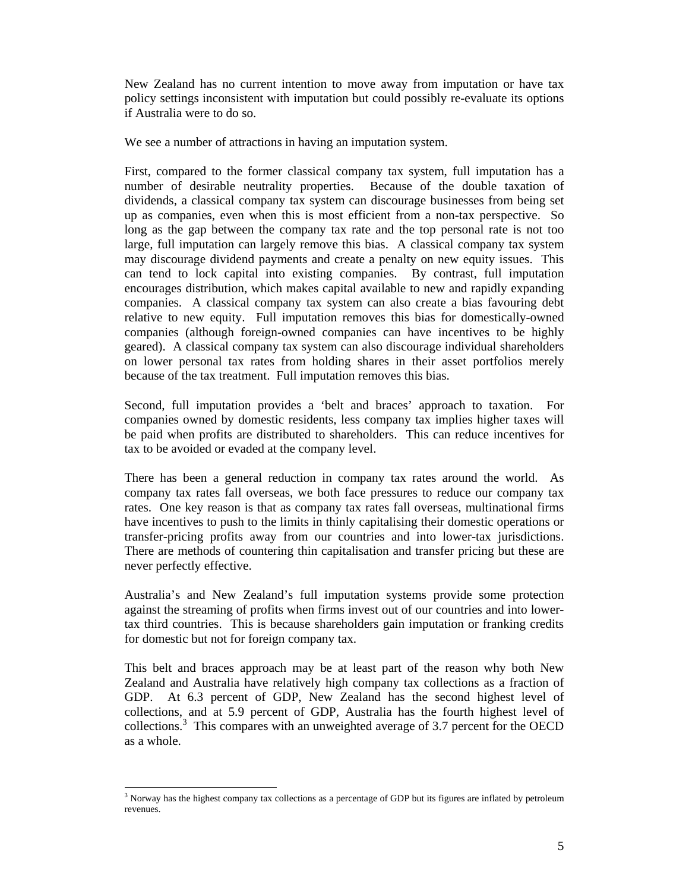New Zealand has no current intention to move away from imputation or have tax policy settings inconsistent with imputation but could possibly re-evaluate its options if Australia were to do so.

We see a number of attractions in having an imputation system.

First, compared to the former classical company tax system, full imputation has a number of desirable neutrality properties. Because of the double taxation of dividends, a classical company tax system can discourage businesses from being set up as companies, even when this is most efficient from a non-tax perspective. So long as the gap between the company tax rate and the top personal rate is not too large, full imputation can largely remove this bias. A classical company tax system may discourage dividend payments and create a penalty on new equity issues. This can tend to lock capital into existing companies. By contrast, full imputation encourages distribution, which makes capital available to new and rapidly expanding companies. A classical company tax system can also create a bias favouring debt relative to new equity. Full imputation removes this bias for domestically-owned companies (although foreign-owned companies can have incentives to be highly geared). A classical company tax system can also discourage individual shareholders on lower personal tax rates from holding shares in their asset portfolios merely because of the tax treatment. Full imputation removes this bias.

Second, full imputation provides a 'belt and braces' approach to taxation. For companies owned by domestic residents, less company tax implies higher taxes will be paid when profits are distributed to shareholders. This can reduce incentives for tax to be avoided or evaded at the company level.

There has been a general reduction in company tax rates around the world. As company tax rates fall overseas, we both face pressures to reduce our company tax rates. One key reason is that as company tax rates fall overseas, multinational firms have incentives to push to the limits in thinly capitalising their domestic operations or transfer-pricing profits away from our countries and into lower-tax jurisdictions. There are methods of countering thin capitalisation and transfer pricing but these are never perfectly effective.

Australia's and New Zealand's full imputation systems provide some protection against the streaming of profits when firms invest out of our countries and into lower-tax third countries. This is because shareholders gain imputation or franking credits for domestic but not for foreign company tax.

This belt and braces approach may be at least part of the reason why both New Zealand and Australia have relatively high company tax collections as a fraction of GDP. At 6.3 percent of GDP, New Zealand has the second highest level of collections, and at 5.9 percent of GDP, Australia has the fourth highest level of collections.[3] This compares with an unweighted average of 3.7 percent for the OECD as a whole.

---

[3] Norway has the highest company tax collections as a percentage of GDP but its figures are inflated by petroleum revenues.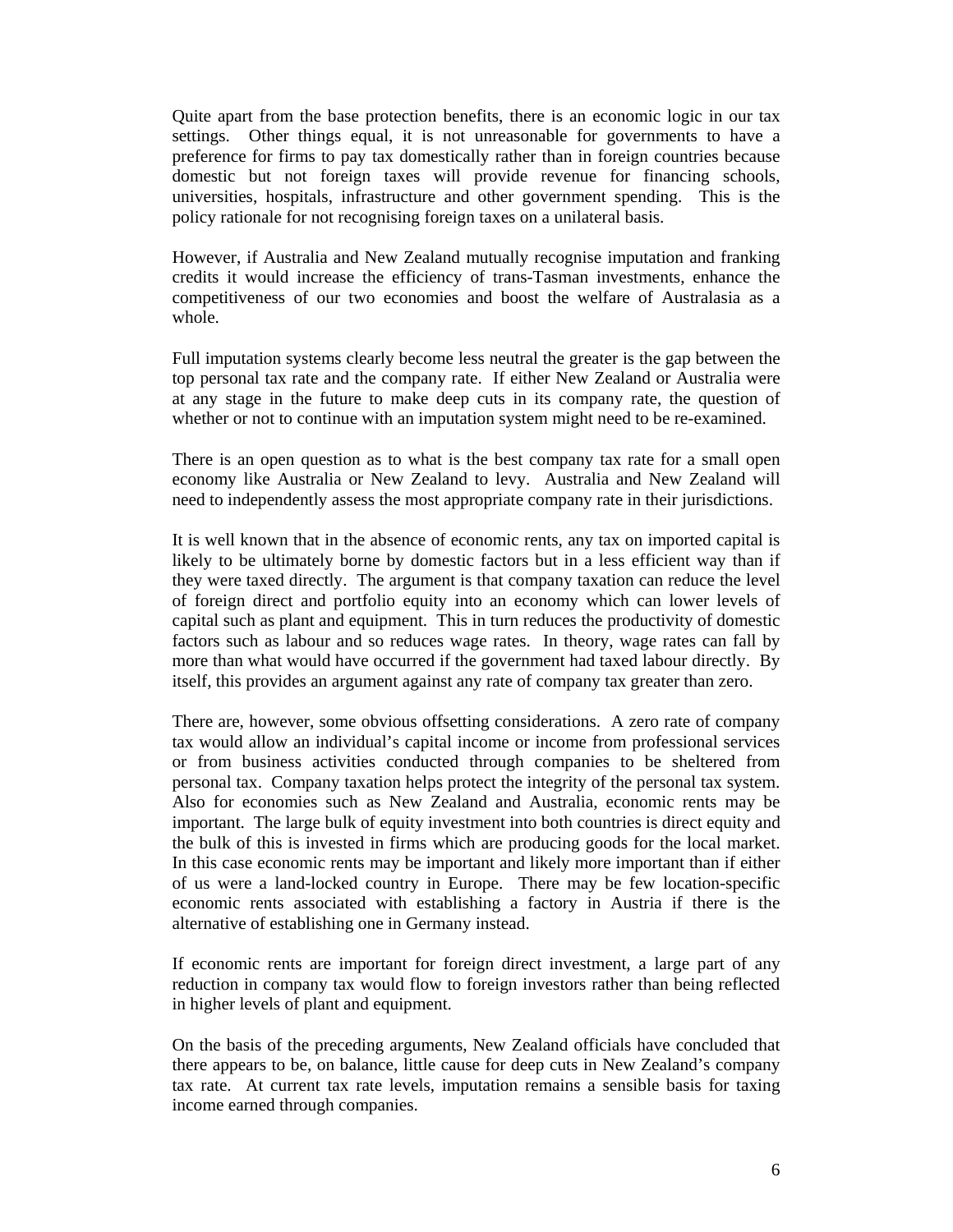Quite apart from the base protection benefits, there is an economic logic in our tax settings. Other things equal, it is not unreasonable for governments to have a preference for firms to pay tax domestically rather than in foreign countries because domestic but not foreign taxes will provide revenue for financing schools, universities, hospitals, infrastructure and other government spending. This is the policy rationale for not recognising foreign taxes on a unilateral basis.

However, if Australia and New Zealand mutually recognise imputation and franking credits it would increase the efficiency of trans-Tasman investments, enhance the competitiveness of our two economies and boost the welfare of Australasia as a whole.

Full imputation systems clearly become less neutral the greater is the gap between the top personal tax rate and the company rate. If either New Zealand or Australia were at any stage in the future to make deep cuts in its company rate, the question of whether or not to continue with an imputation system might need to be re-examined.

There is an open question as to what is the best company tax rate for a small open economy like Australia or New Zealand to levy. Australia and New Zealand will need to independently assess the most appropriate company rate in their jurisdictions.

It is well known that in the absence of economic rents, any tax on imported capital is likely to be ultimately borne by domestic factors but in a less efficient way than if they were taxed directly. The argument is that company taxation can reduce the level of foreign direct and portfolio equity into an economy which can lower levels of capital such as plant and equipment. This in turn reduces the productivity of domestic factors such as labour and so reduces wage rates. In theory, wage rates can fall by more than what would have occurred if the government had taxed labour directly. By itself, this provides an argument against any rate of company tax greater than zero.

There are, however, some obvious offsetting considerations. A zero rate of company tax would allow an individual's capital income or income from professional services or from business activities conducted through companies to be sheltered from personal tax. Company taxation helps protect the integrity of the personal tax system. Also for economies such as New Zealand and Australia, economic rents may be important. The large bulk of equity investment into both countries is direct equity and the bulk of this is invested in firms which are producing goods for the local market. In this case economic rents may be important and likely more important than if either of us were a land-locked country in Europe. There may be few location-specific economic rents associated with establishing a factory in Austria if there is the alternative of establishing one in Germany instead.

If economic rents are important for foreign direct investment, a large part of any reduction in company tax would flow to foreign investors rather than being reflected in higher levels of plant and equipment.

On the basis of the preceding arguments, New Zealand officials have concluded that there appears to be, on balance, little cause for deep cuts in New Zealand's company tax rate. At current tax rate levels, imputation remains a sensible basis for taxing income earned through companies.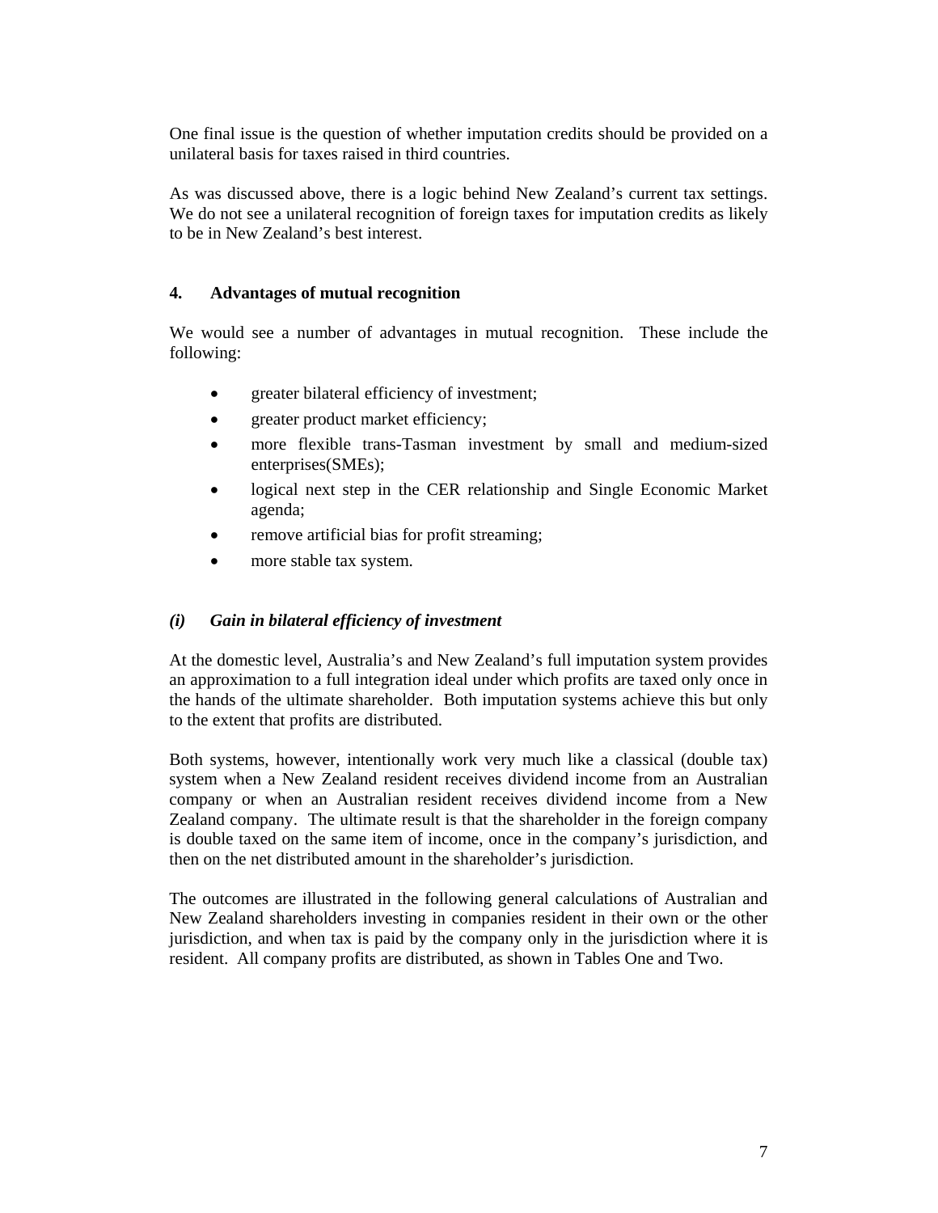One final issue is the question of whether imputation credits should be provided on a unilateral basis for taxes raised in third countries.

As was discussed above, there is a logic behind New Zealand's current tax settings. We do not see a unilateral recognition of foreign taxes for imputation credits as likely to be in New Zealand's best interest.

## 4. Advantages of mutual recognition

We would see a number of advantages in mutual recognition. These include the following:

- greater bilateral efficiency of investment;
- greater product market efficiency;
- more flexible trans-Tasman investment by small and medium-sized enterprises(SMEs);
- logical next step in the CER relationship and Single Economic Market agenda;
- remove artificial bias for profit streaming;
- more stable tax system.

### *(i) Gain in bilateral efficiency of investment*

At the domestic level, Australia's and New Zealand's full imputation system provides an approximation to a full integration ideal under which profits are taxed only once in the hands of the ultimate shareholder. Both imputation systems achieve this but only to the extent that profits are distributed.

Both systems, however, intentionally work very much like a classical (double tax) system when a New Zealand resident receives dividend income from an Australian company or when an Australian resident receives dividend income from a New Zealand company. The ultimate result is that the shareholder in the foreign company is double taxed on the same item of income, once in the company's jurisdiction, and then on the net distributed amount in the shareholder's jurisdiction.

The outcomes are illustrated in the following general calculations of Australian and New Zealand shareholders investing in companies resident in their own or the other jurisdiction, and when tax is paid by the company only in the jurisdiction where it is resident. All company profits are distributed, as shown in Tables One and Two.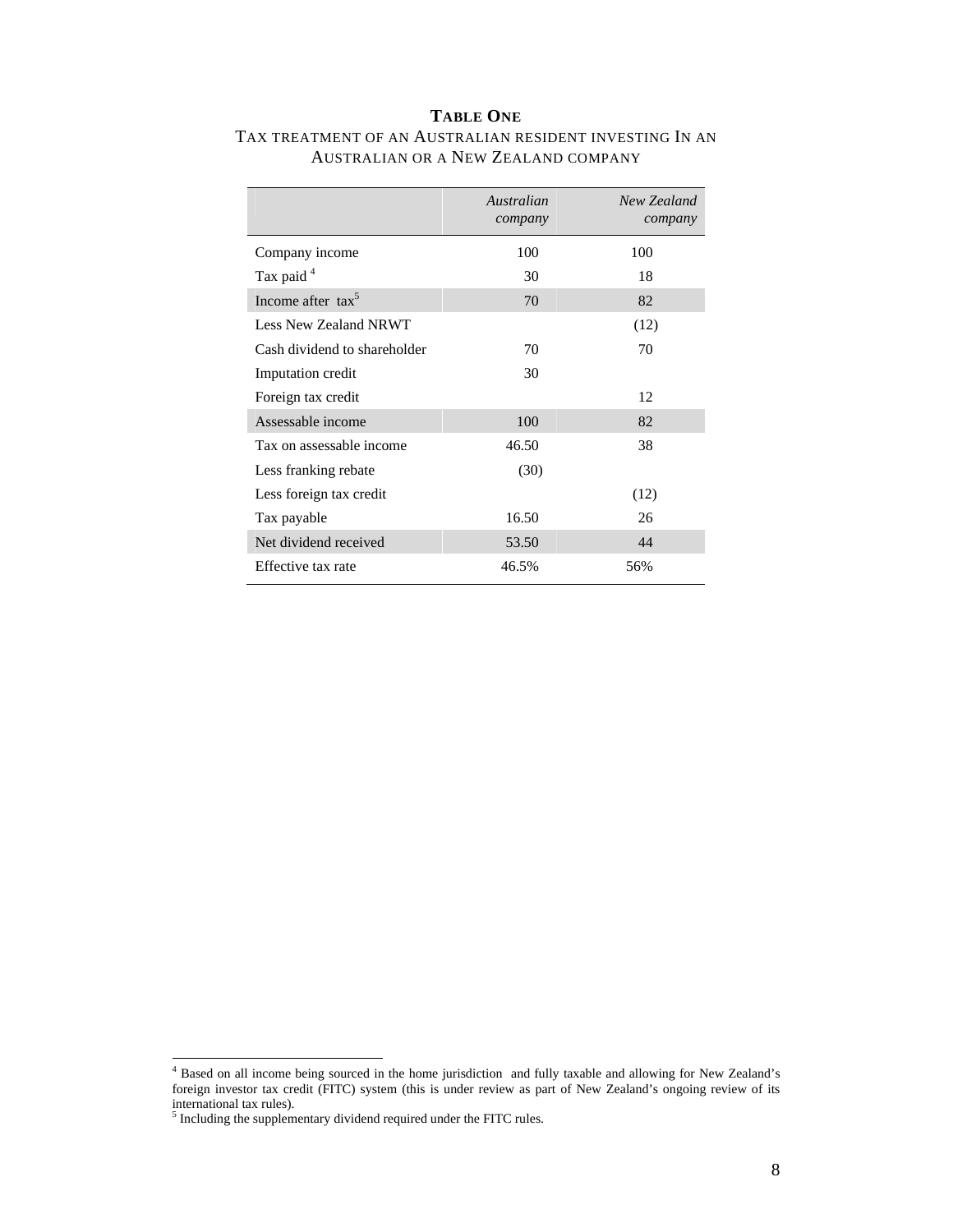**TABLE ONE**

TAX TREATMENT OF AN AUSTRALIAN RESIDENT INVESTING IN AN AUSTRALIAN OR A NEW ZEALAND COMPANY

| | *Australian company* | *New Zealand company* |
|---|---|---|
| Company income | 100 | 100 |
| Tax paid [4] | 30 | 18 |
| Income after tax[5] | 70 | 82 |
| Less New Zealand NRWT | | (12) |
| Cash dividend to shareholder | 70 | 70 |
| Imputation credit | 30 | |
| Foreign tax credit | | 12 |
| Assessable income | 100 | 82 |
| Tax on assessable income | 46.50 | 38 |
| Less franking rebate | (30) | |
| Less foreign tax credit | | (12) |
| Tax payable | 16.50 | 26 |
| Net dividend received | 53.50 | 44 |
| Effective tax rate | 46.5% | 56% |

[4] Based on all income being sourced in the home jurisdiction and fully taxable and allowing for New Zealand's foreign investor tax credit (FITC) system (this is under review as part of New Zealand's ongoing review of its international tax rules).

[5] Including the supplementary dividend required under the FITC rules.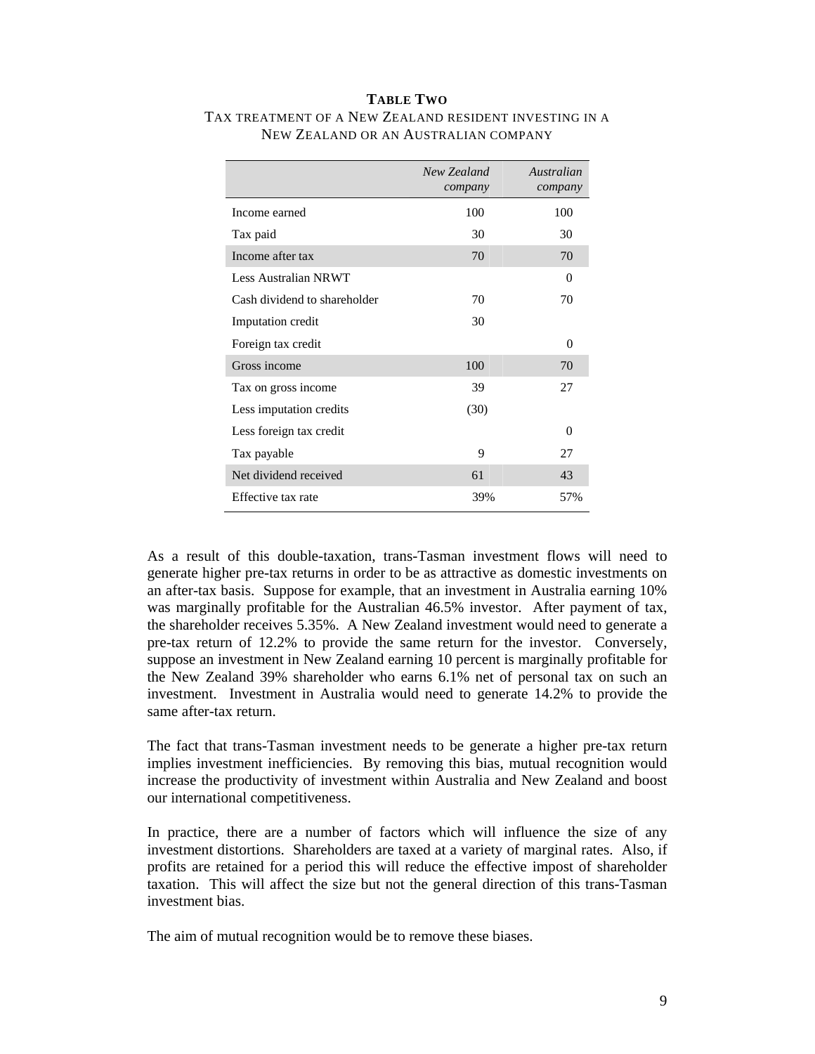**TABLE TWO**

TAX TREATMENT OF A NEW ZEALAND RESIDENT INVESTING IN A NEW ZEALAND OR AN AUSTRALIAN COMPANY

| | *New Zealand company* | *Australian company* |
|---|---|---|
| Income earned | 100 | 100 |
| Tax paid | 30 | 30 |
| Income after tax | 70 | 70 |
| Less Australian NRWT | | 0 |
| Cash dividend to shareholder | 70 | 70 |
| Imputation credit | 30 | |
| Foreign tax credit | | 0 |
| Gross income | 100 | 70 |
| Tax on gross income | 39 | 27 |
| Less imputation credits | (30) | |
| Less foreign tax credit | | 0 |
| Tax payable | 9 | 27 |
| Net dividend received | 61 | 43 |
| Effective tax rate | 39% | 57% |

As a result of this double-taxation, trans-Tasman investment flows will need to generate higher pre-tax returns in order to be as attractive as domestic investments on an after-tax basis. Suppose for example, that an investment in Australia earning 10% was marginally profitable for the Australian 46.5% investor. After payment of tax, the shareholder receives 5.35%. A New Zealand investment would need to generate a pre-tax return of 12.2% to provide the same return for the investor. Conversely, suppose an investment in New Zealand earning 10 percent is marginally profitable for the New Zealand 39% shareholder who earns 6.1% net of personal tax on such an investment. Investment in Australia would need to generate 14.2% to provide the same after-tax return.

The fact that trans-Tasman investment needs to be generate a higher pre-tax return implies investment inefficiencies. By removing this bias, mutual recognition would increase the productivity of investment within Australia and New Zealand and boost our international competitiveness.

In practice, there are a number of factors which will influence the size of any investment distortions. Shareholders are taxed at a variety of marginal rates. Also, if profits are retained for a period this will reduce the effective impost of shareholder taxation. This will affect the size but not the general direction of this trans-Tasman investment bias.

The aim of mutual recognition would be to remove these biases.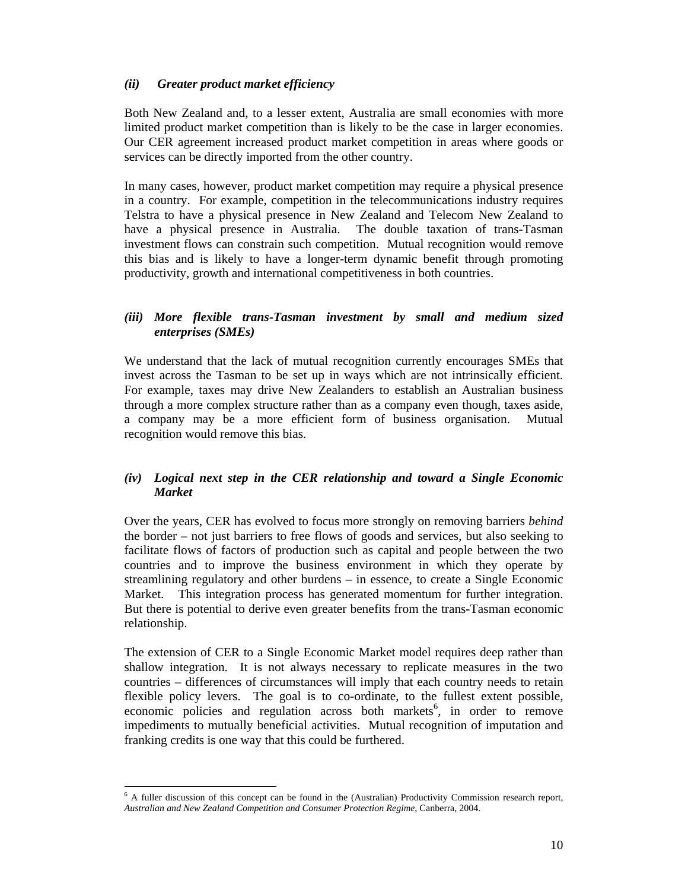### *(ii) Greater product market efficiency*

Both New Zealand and, to a lesser extent, Australia are small economies with more limited product market competition than is likely to be the case in larger economies. Our CER agreement increased product market competition in areas where goods or services can be directly imported from the other country.

In many cases, however, product market competition may require a physical presence in a country. For example, competition in the telecommunications industry requires Telstra to have a physical presence in New Zealand and Telecom New Zealand to have a physical presence in Australia. The double taxation of trans-Tasman investment flows can constrain such competition. Mutual recognition would remove this bias and is likely to have a longer-term dynamic benefit through promoting productivity, growth and international competitiveness in both countries.

### *(iii) More flexible trans-Tasman investment by small and medium sized enterprises (SMEs)*

We understand that the lack of mutual recognition currently encourages SMEs that invest across the Tasman to be set up in ways which are not intrinsically efficient. For example, taxes may drive New Zealanders to establish an Australian business through a more complex structure rather than as a company even though, taxes aside, a company may be a more efficient form of business organisation. Mutual recognition would remove this bias.

### *(iv) Logical next step in the CER relationship and toward a Single Economic Market*

Over the years, CER has evolved to focus more strongly on removing barriers *behind* the border – not just barriers to free flows of goods and services, but also seeking to facilitate flows of factors of production such as capital and people between the two countries and to improve the business environment in which they operate by streamlining regulatory and other burdens – in essence, to create a Single Economic Market. This integration process has generated momentum for further integration. But there is potential to derive even greater benefits from the trans-Tasman economic relationship.

The extension of CER to a Single Economic Market model requires deep rather than shallow integration. It is not always necessary to replicate measures in the two countries – differences of circumstances will imply that each country needs to retain flexible policy levers. The goal is to co-ordinate, to the fullest extent possible, economic policies and regulation across both markets[6], in order to remove impediments to mutually beneficial activities. Mutual recognition of imputation and franking credits is one way that this could be furthered.

---

[6] A fuller discussion of this concept can be found in the (Australian) Productivity Commission research report, *Australian and New Zealand Competition and Consumer Protection Regime*, Canberra, 2004.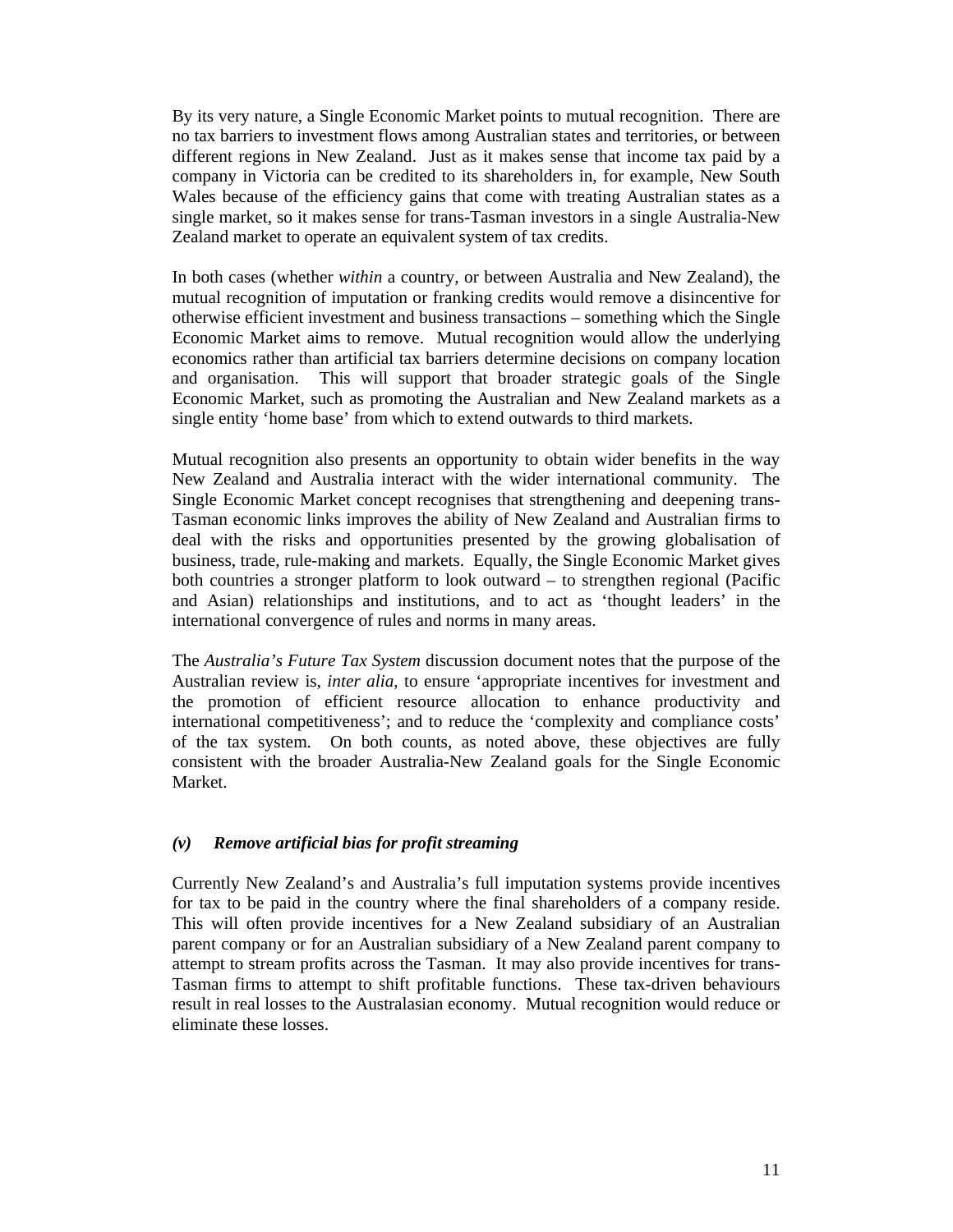By its very nature, a Single Economic Market points to mutual recognition. There are no tax barriers to investment flows among Australian states and territories, or between different regions in New Zealand. Just as it makes sense that income tax paid by a company in Victoria can be credited to its shareholders in, for example, New South Wales because of the efficiency gains that come with treating Australian states as a single market, so it makes sense for trans-Tasman investors in a single Australia-New Zealand market to operate an equivalent system of tax credits.

In both cases (whether *within* a country, or between Australia and New Zealand), the mutual recognition of imputation or franking credits would remove a disincentive for otherwise efficient investment and business transactions – something which the Single Economic Market aims to remove. Mutual recognition would allow the underlying economics rather than artificial tax barriers determine decisions on company location and organisation. This will support that broader strategic goals of the Single Economic Market, such as promoting the Australian and New Zealand markets as a single entity 'home base' from which to extend outwards to third markets.

Mutual recognition also presents an opportunity to obtain wider benefits in the way New Zealand and Australia interact with the wider international community. The Single Economic Market concept recognises that strengthening and deepening trans-Tasman economic links improves the ability of New Zealand and Australian firms to deal with the risks and opportunities presented by the growing globalisation of business, trade, rule-making and markets. Equally, the Single Economic Market gives both countries a stronger platform to look outward – to strengthen regional (Pacific and Asian) relationships and institutions, and to act as 'thought leaders' in the international convergence of rules and norms in many areas.

The *Australia's Future Tax System* discussion document notes that the purpose of the Australian review is, *inter alia*, to ensure 'appropriate incentives for investment and the promotion of efficient resource allocation to enhance productivity and international competitiveness'; and to reduce the 'complexity and compliance costs' of the tax system. On both counts, as noted above, these objectives are fully consistent with the broader Australia-New Zealand goals for the Single Economic Market.

### *(v) Remove artificial bias for profit streaming*

Currently New Zealand's and Australia's full imputation systems provide incentives for tax to be paid in the country where the final shareholders of a company reside. This will often provide incentives for a New Zealand subsidiary of an Australian parent company or for an Australian subsidiary of a New Zealand parent company to attempt to stream profits across the Tasman. It may also provide incentives for trans-Tasman firms to attempt to shift profitable functions. These tax-driven behaviours result in real losses to the Australasian economy. Mutual recognition would reduce or eliminate these losses.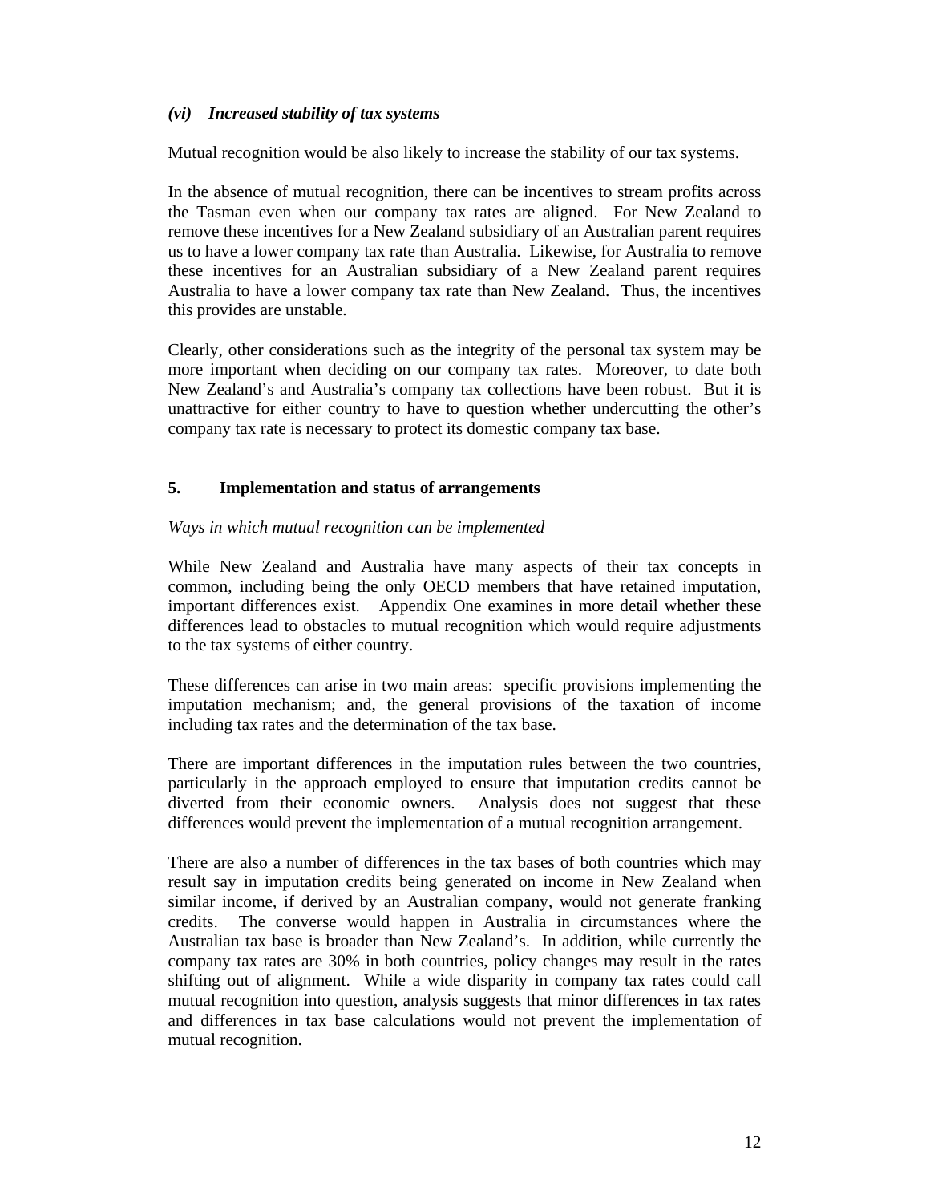### *(vi) Increased stability of tax systems*

Mutual recognition would be also likely to increase the stability of our tax systems.

In the absence of mutual recognition, there can be incentives to stream profits across the Tasman even when our company tax rates are aligned. For New Zealand to remove these incentives for a New Zealand subsidiary of an Australian parent requires us to have a lower company tax rate than Australia. Likewise, for Australia to remove these incentives for an Australian subsidiary of a New Zealand parent requires Australia to have a lower company tax rate than New Zealand. Thus, the incentives this provides are unstable.

Clearly, other considerations such as the integrity of the personal tax system may be more important when deciding on our company tax rates. Moreover, to date both New Zealand's and Australia's company tax collections have been robust. But it is unattractive for either country to have to question whether undercutting the other's company tax rate is necessary to protect its domestic company tax base.

## 5. Implementation and status of arrangements

*Ways in which mutual recognition can be implemented*

While New Zealand and Australia have many aspects of their tax concepts in common, including being the only OECD members that have retained imputation, important differences exist. Appendix One examines in more detail whether these differences lead to obstacles to mutual recognition which would require adjustments to the tax systems of either country.

These differences can arise in two main areas: specific provisions implementing the imputation mechanism; and, the general provisions of the taxation of income including tax rates and the determination of the tax base.

There are important differences in the imputation rules between the two countries, particularly in the approach employed to ensure that imputation credits cannot be diverted from their economic owners. Analysis does not suggest that these differences would prevent the implementation of a mutual recognition arrangement.

There are also a number of differences in the tax bases of both countries which may result say in imputation credits being generated on income in New Zealand when similar income, if derived by an Australian company, would not generate franking credits. The converse would happen in Australia in circumstances where the Australian tax base is broader than New Zealand's. In addition, while currently the company tax rates are 30% in both countries, policy changes may result in the rates shifting out of alignment. While a wide disparity in company tax rates could call mutual recognition into question, analysis suggests that minor differences in tax rates and differences in tax base calculations would not prevent the implementation of mutual recognition.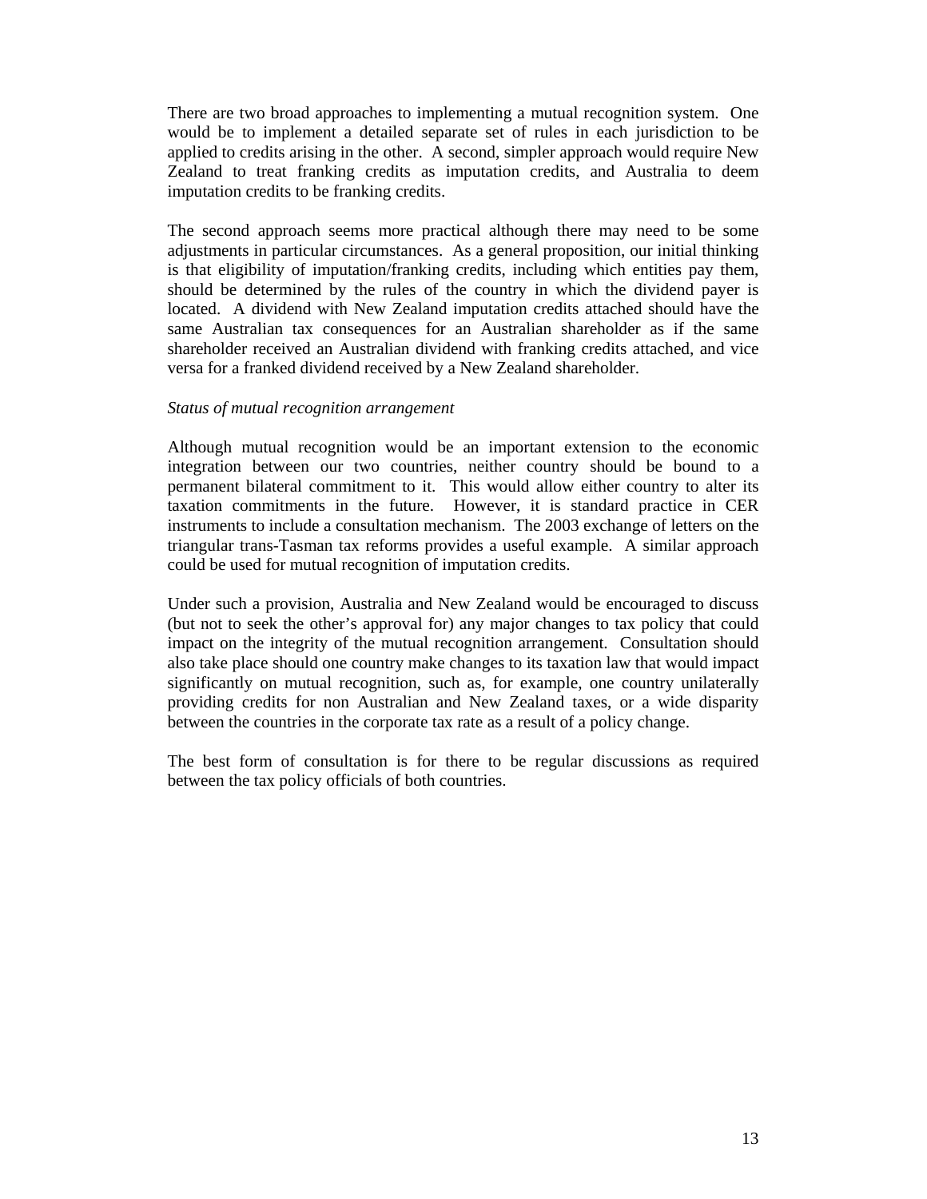There are two broad approaches to implementing a mutual recognition system. One would be to implement a detailed separate set of rules in each jurisdiction to be applied to credits arising in the other. A second, simpler approach would require New Zealand to treat franking credits as imputation credits, and Australia to deem imputation credits to be franking credits.

The second approach seems more practical although there may need to be some adjustments in particular circumstances. As a general proposition, our initial thinking is that eligibility of imputation/franking credits, including which entities pay them, should be determined by the rules of the country in which the dividend payer is located. A dividend with New Zealand imputation credits attached should have the same Australian tax consequences for an Australian shareholder as if the same shareholder received an Australian dividend with franking credits attached, and vice versa for a franked dividend received by a New Zealand shareholder.

*Status of mutual recognition arrangement*

Although mutual recognition would be an important extension to the economic integration between our two countries, neither country should be bound to a permanent bilateral commitment to it. This would allow either country to alter its taxation commitments in the future. However, it is standard practice in CER instruments to include a consultation mechanism. The 2003 exchange of letters on the triangular trans-Tasman tax reforms provides a useful example. A similar approach could be used for mutual recognition of imputation credits.

Under such a provision, Australia and New Zealand would be encouraged to discuss (but not to seek the other's approval for) any major changes to tax policy that could impact on the integrity of the mutual recognition arrangement. Consultation should also take place should one country make changes to its taxation law that would impact significantly on mutual recognition, such as, for example, one country unilaterally providing credits for non Australian and New Zealand taxes, or a wide disparity between the countries in the corporate tax rate as a result of a policy change.

The best form of consultation is for there to be regular discussions as required between the tax policy officials of both countries.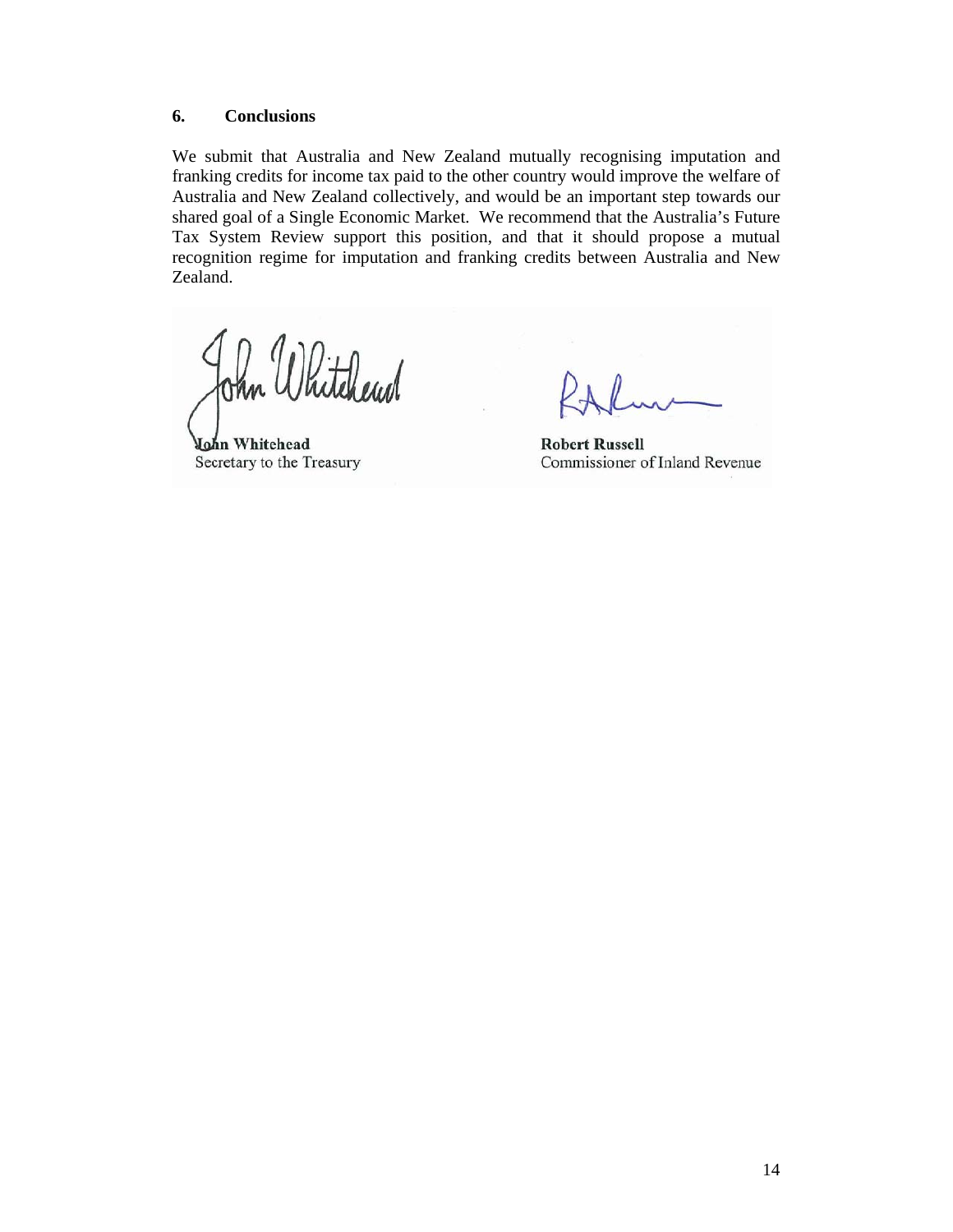## 6. Conclusions

We submit that Australia and New Zealand mutually recognising imputation and franking credits for income tax paid to the other country would improve the welfare of Australia and New Zealand collectively, and would be an important step towards our shared goal of a Single Economic Market. We recommend that the Australia's Future Tax System Review support this position, and that it should propose a mutual recognition regime for imputation and franking credits between Australia and New Zealand.

**John Whitehead**
Secretary to the Treasury

**Robert Russell**
Commissioner of Inland Revenue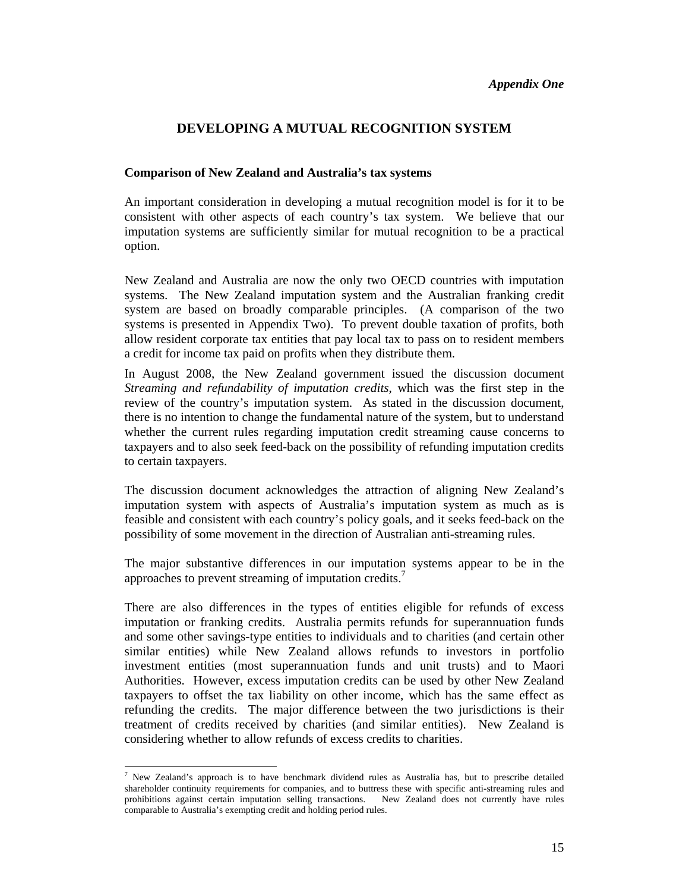*Appendix One*

## DEVELOPING A MUTUAL RECOGNITION SYSTEM

### Comparison of New Zealand and Australia's tax systems

An important consideration in developing a mutual recognition model is for it to be consistent with other aspects of each country's tax system. We believe that our imputation systems are sufficiently similar for mutual recognition to be a practical option.

New Zealand and Australia are now the only two OECD countries with imputation systems. The New Zealand imputation system and the Australian franking credit system are based on broadly comparable principles. (A comparison of the two systems is presented in Appendix Two). To prevent double taxation of profits, both allow resident corporate tax entities that pay local tax to pass on to resident members a credit for income tax paid on profits when they distribute them.

In August 2008, the New Zealand government issued the discussion document *Streaming and refundability of imputation credits*, which was the first step in the review of the country's imputation system. As stated in the discussion document, there is no intention to change the fundamental nature of the system, but to understand whether the current rules regarding imputation credit streaming cause concerns to taxpayers and to also seek feed-back on the possibility of refunding imputation credits to certain taxpayers.

The discussion document acknowledges the attraction of aligning New Zealand's imputation system with aspects of Australia's imputation system as much as is feasible and consistent with each country's policy goals, and it seeks feed-back on the possibility of some movement in the direction of Australian anti-streaming rules.

The major substantive differences in our imputation systems appear to be in the approaches to prevent streaming of imputation credits.[7]

There are also differences in the types of entities eligible for refunds of excess imputation or franking credits. Australia permits refunds for superannuation funds and some other savings-type entities to individuals and to charities (and certain other similar entities) while New Zealand allows refunds to investors in portfolio investment entities (most superannuation funds and unit trusts) and to Maori Authorities. However, excess imputation credits can be used by other New Zealand taxpayers to offset the tax liability on other income, which has the same effect as refunding the credits. The major difference between the two jurisdictions is their treatment of credits received by charities (and similar entities). New Zealand is considering whether to allow refunds of excess credits to charities.

---

[7] New Zealand's approach is to have benchmark dividend rules as Australia has, but to prescribe detailed shareholder continuity requirements for companies, and to buttress these with specific anti-streaming rules and prohibitions against certain imputation selling transactions. New Zealand does not currently have rules comparable to Australia's exempting credit and holding period rules.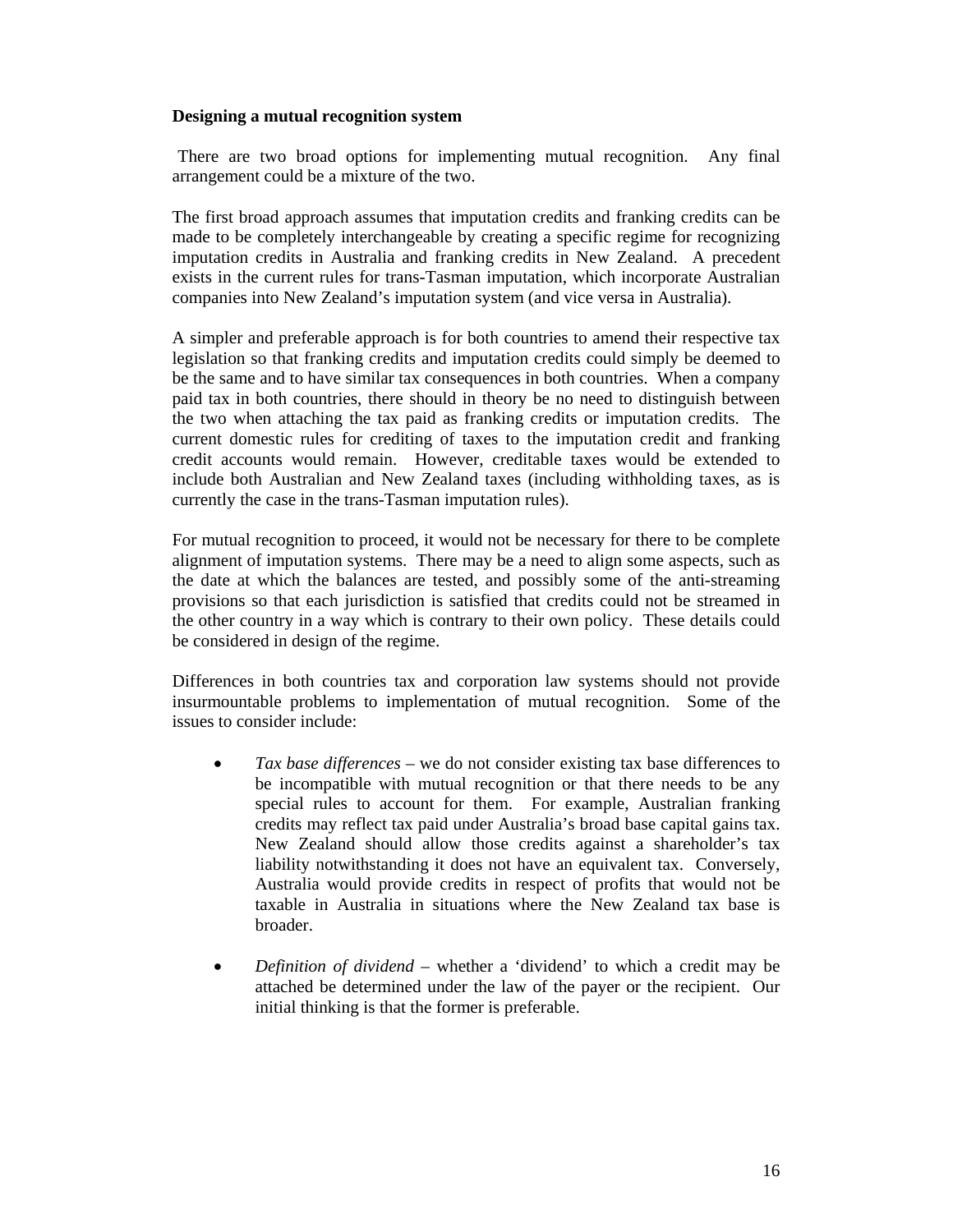**Designing a mutual recognition system**

There are two broad options for implementing mutual recognition. Any final arrangement could be a mixture of the two.

The first broad approach assumes that imputation credits and franking credits can be made to be completely interchangeable by creating a specific regime for recognizing imputation credits in Australia and franking credits in New Zealand. A precedent exists in the current rules for trans-Tasman imputation, which incorporate Australian companies into New Zealand's imputation system (and vice versa in Australia).

A simpler and preferable approach is for both countries to amend their respective tax legislation so that franking credits and imputation credits could simply be deemed to be the same and to have similar tax consequences in both countries. When a company paid tax in both countries, there should in theory be no need to distinguish between the two when attaching the tax paid as franking credits or imputation credits. The current domestic rules for crediting of taxes to the imputation credit and franking credit accounts would remain. However, creditable taxes would be extended to include both Australian and New Zealand taxes (including withholding taxes, as is currently the case in the trans-Tasman imputation rules).

For mutual recognition to proceed, it would not be necessary for there to be complete alignment of imputation systems. There may be a need to align some aspects, such as the date at which the balances are tested, and possibly some of the anti-streaming provisions so that each jurisdiction is satisfied that credits could not be streamed in the other country in a way which is contrary to their own policy. These details could be considered in design of the regime.

Differences in both countries tax and corporation law systems should not provide insurmountable problems to implementation of mutual recognition. Some of the issues to consider include:

- *Tax base differences* – we do not consider existing tax base differences to be incompatible with mutual recognition or that there needs to be any special rules to account for them. For example, Australian franking credits may reflect tax paid under Australia's broad base capital gains tax. New Zealand should allow those credits against a shareholder's tax liability notwithstanding it does not have an equivalent tax. Conversely, Australia would provide credits in respect of profits that would not be taxable in Australia in situations where the New Zealand tax base is broader.

- *Definition of dividend* – whether a 'dividend' to which a credit may be attached be determined under the law of the payer or the recipient. Our initial thinking is that the former is preferable.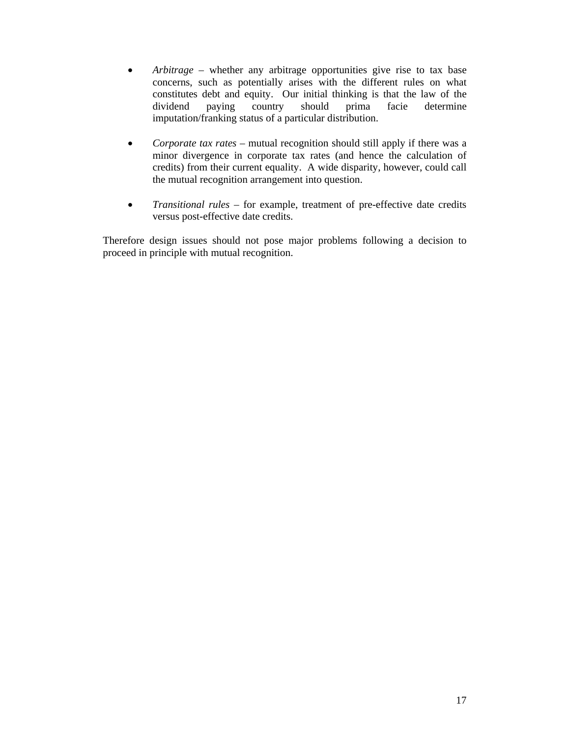- *Arbitrage* – whether any arbitrage opportunities give rise to tax base concerns, such as potentially arises with the different rules on what constitutes debt and equity. Our initial thinking is that the law of the dividend paying country should prima facie determine imputation/franking status of a particular distribution.

- *Corporate tax rates* – mutual recognition should still apply if there was a minor divergence in corporate tax rates (and hence the calculation of credits) from their current equality. A wide disparity, however, could call the mutual recognition arrangement into question.

- *Transitional rules* – for example, treatment of pre-effective date credits versus post-effective date credits.

Therefore design issues should not pose major problems following a decision to proceed in principle with mutual recognition.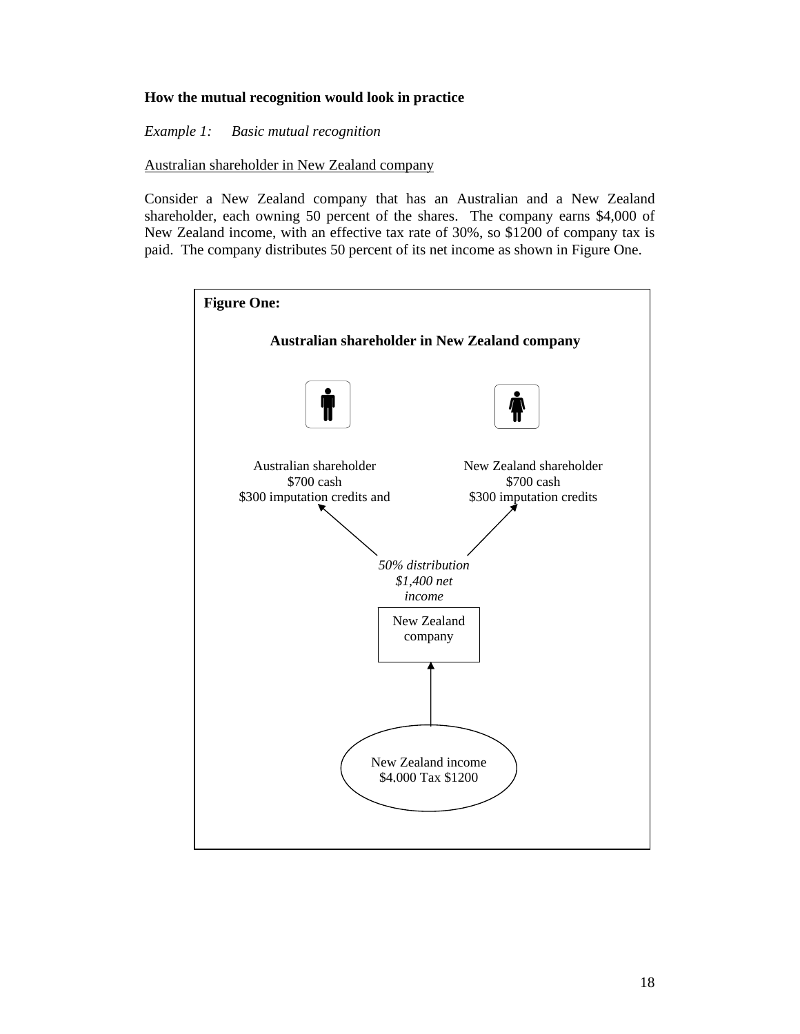**How the mutual recognition would look in practice**

*Example 1: Basic mutual recognition*

Australian shareholder in New Zealand company

Consider a New Zealand company that has an Australian and a New Zealand shareholder, each owning 50 percent of the shares. The company earns $4,000 of New Zealand income, with an effective tax rate of 30%, so $1200 of company tax is paid. The company distributes 50 percent of its net income as shown in Figure One.

**Figure One:**

**Australian shareholder in New Zealand company**

Australian shareholder
$700 cash
$300 imputation credits and

New Zealand shareholder
$700 cash
$300 imputation credits

*50% distribution*
*$1,400 net income*

New Zealand company

New Zealand income
$4,000 Tax $1200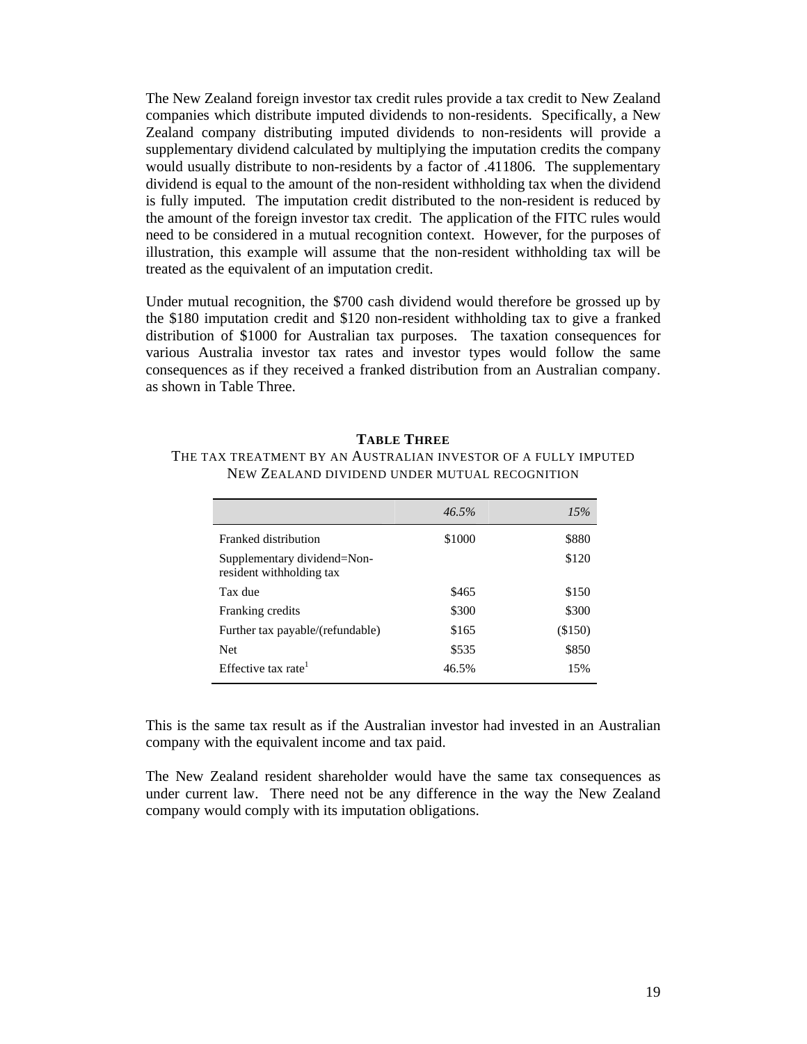The New Zealand foreign investor tax credit rules provide a tax credit to New Zealand companies which distribute imputed dividends to non-residents. Specifically, a New Zealand company distributing imputed dividends to non-residents will provide a supplementary dividend calculated by multiplying the imputation credits the company would usually distribute to non-residents by a factor of .411806. The supplementary dividend is equal to the amount of the non-resident withholding tax when the dividend is fully imputed. The imputation credit distributed to the non-resident is reduced by the amount of the foreign investor tax credit. The application of the FITC rules would need to be considered in a mutual recognition context. However, for the purposes of illustration, this example will assume that the non-resident withholding tax will be treated as the equivalent of an imputation credit.

Under mutual recognition, the $700 cash dividend would therefore be grossed up by the $180 imputation credit and $120 non-resident withholding tax to give a franked distribution of $1000 for Australian tax purposes. The taxation consequences for various Australia investor tax rates and investor types would follow the same consequences as if they received a franked distribution from an Australian company. as shown in Table Three.

**TABLE THREE**

THE TAX TREATMENT BY AN AUSTRALIAN INVESTOR OF A FULLY IMPUTED NEW ZEALAND DIVIDEND UNDER MUTUAL RECOGNITION

| | *46.5%* | *15%* |
|---|---:|---:|
| Franked distribution | $1000 | $880 |
| Supplementary dividend=Non-resident withholding tax | | $120 |
| Tax due | $465 | $150 |
| Franking credits | $300 | $300 |
| Further tax payable/(refundable) | $165 | ($150) |
| Net | $535 | $850 |
| Effective tax rate[1] | 46.5% | 15% |

This is the same tax result as if the Australian investor had invested in an Australian company with the equivalent income and tax paid.

The New Zealand resident shareholder would have the same tax consequences as under current law. There need not be any difference in the way the New Zealand company would comply with its imputation obligations.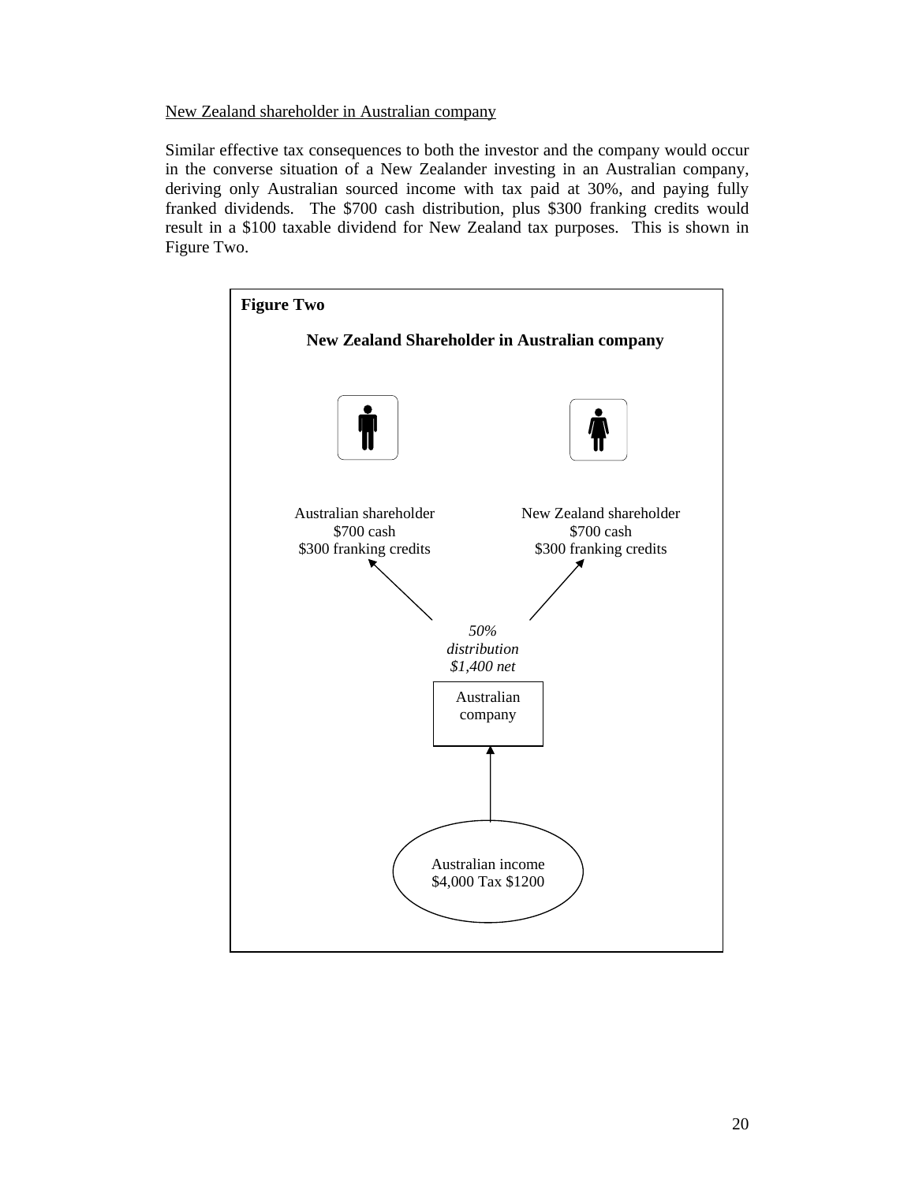New Zealand shareholder in Australian company

Similar effective tax consequences to both the investor and the company would occur in the converse situation of a New Zealander investing in an Australian company, deriving only Australian sourced income with tax paid at 30%, and paying fully franked dividends. The $700 cash distribution, plus $300 franking credits would result in a $100 taxable dividend for New Zealand tax purposes. This is shown in Figure Two.

**Figure Two**

**New Zealand Shareholder in Australian company**

Australian shareholder
$700 cash
$300 franking credits

New Zealand shareholder
$700 cash
$300 franking credits

*50% distribution $1,400 net*

Australian company

Australian income
$4,000 Tax $1200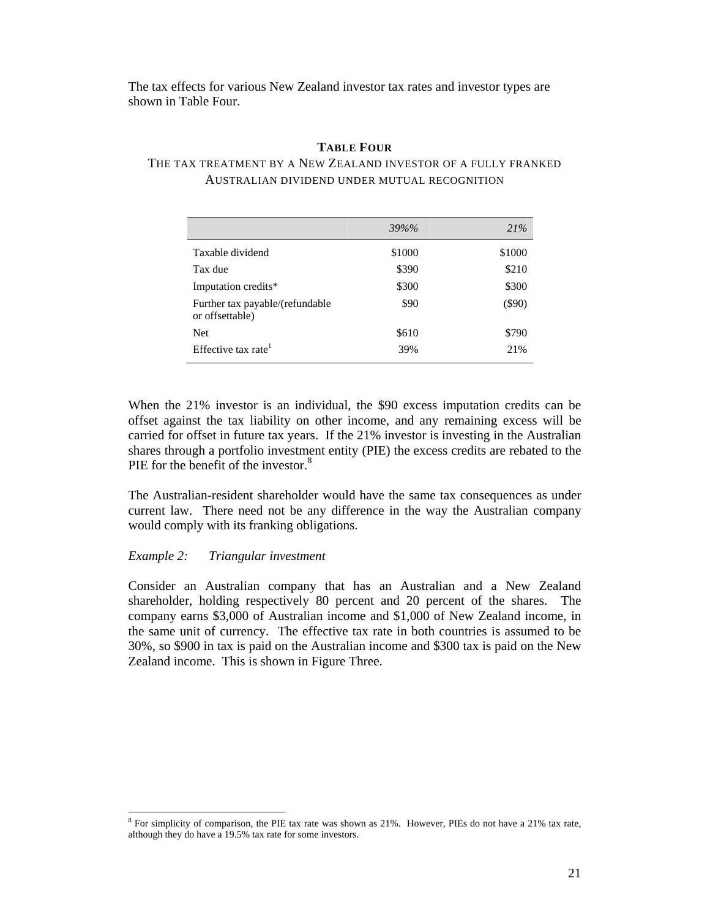The tax effects for various New Zealand investor tax rates and investor types are shown in Table Four.

**TABLE FOUR**

THE TAX TREATMENT BY A NEW ZEALAND INVESTOR OF A FULLY FRANKED AUSTRALIAN DIVIDEND UNDER MUTUAL RECOGNITION

| | *39%%* | *21%* |
|---|---|---|
| Taxable dividend | $1000 | $1000 |
| Tax due | $390 | $210 |
| Imputation credits* | $300 | $300 |
| Further tax payable/(refundable or offsettable) | $90 | ($90) |
| Net | $610 | $790 |
| Effective tax rate[1] | 39% | 21% |

When the 21% investor is an individual, the $90 excess imputation credits can be offset against the tax liability on other income, and any remaining excess will be carried for offset in future tax years. If the 21% investor is investing in the Australian shares through a portfolio investment entity (PIE) the excess credits are rebated to the PIE for the benefit of the investor.[8]

The Australian-resident shareholder would have the same tax consequences as under current law. There need not be any difference in the way the Australian company would comply with its franking obligations.

*Example 2: Triangular investment*

Consider an Australian company that has an Australian and a New Zealand shareholder, holding respectively 80 percent and 20 percent of the shares. The company earns $3,000 of Australian income and $1,000 of New Zealand income, in the same unit of currency. The effective tax rate in both countries is assumed to be 30%, so $900 in tax is paid on the Australian income and $300 tax is paid on the New Zealand income. This is shown in Figure Three.

[8] For simplicity of comparison, the PIE tax rate was shown as 21%. However, PIEs do not have a 21% tax rate, although they do have a 19.5% tax rate for some investors.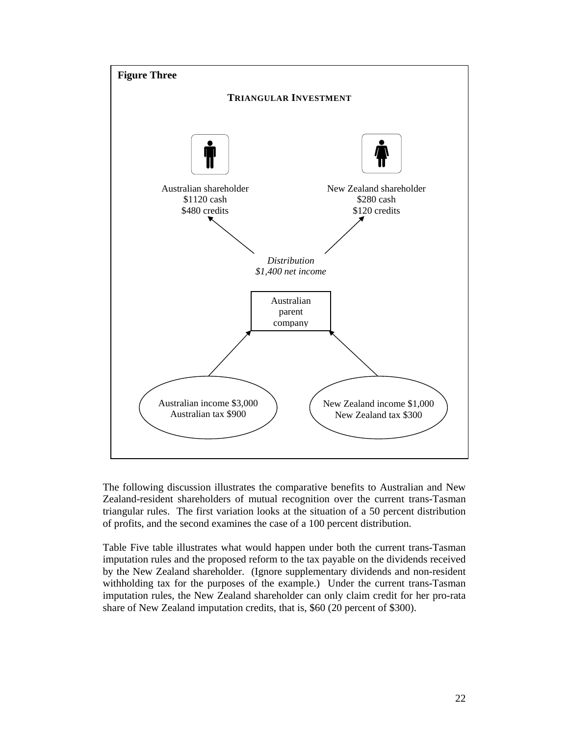**Figure Three**

**TRIANGULAR INVESTMENT**

Australian shareholder
$1120 cash
$480 credits

New Zealand shareholder
$280 cash
$120 credits

*Distribution*
*$1,400 net income*

Australian parent company

Australian income $3,000
Australian tax $900

New Zealand income $1,000
New Zealand tax $300

The following discussion illustrates the comparative benefits to Australian and New Zealand-resident shareholders of mutual recognition over the current trans-Tasman triangular rules. The first variation looks at the situation of a 50 percent distribution of profits, and the second examines the case of a 100 percent distribution.

Table Five table illustrates what would happen under both the current trans-Tasman imputation rules and the proposed reform to the tax payable on the dividends received by the New Zealand shareholder. (Ignore supplementary dividends and non-resident withholding tax for the purposes of the example.) Under the current trans-Tasman imputation rules, the New Zealand shareholder can only claim credit for her pro-rata share of New Zealand imputation credits, that is, $60 (20 percent of $300).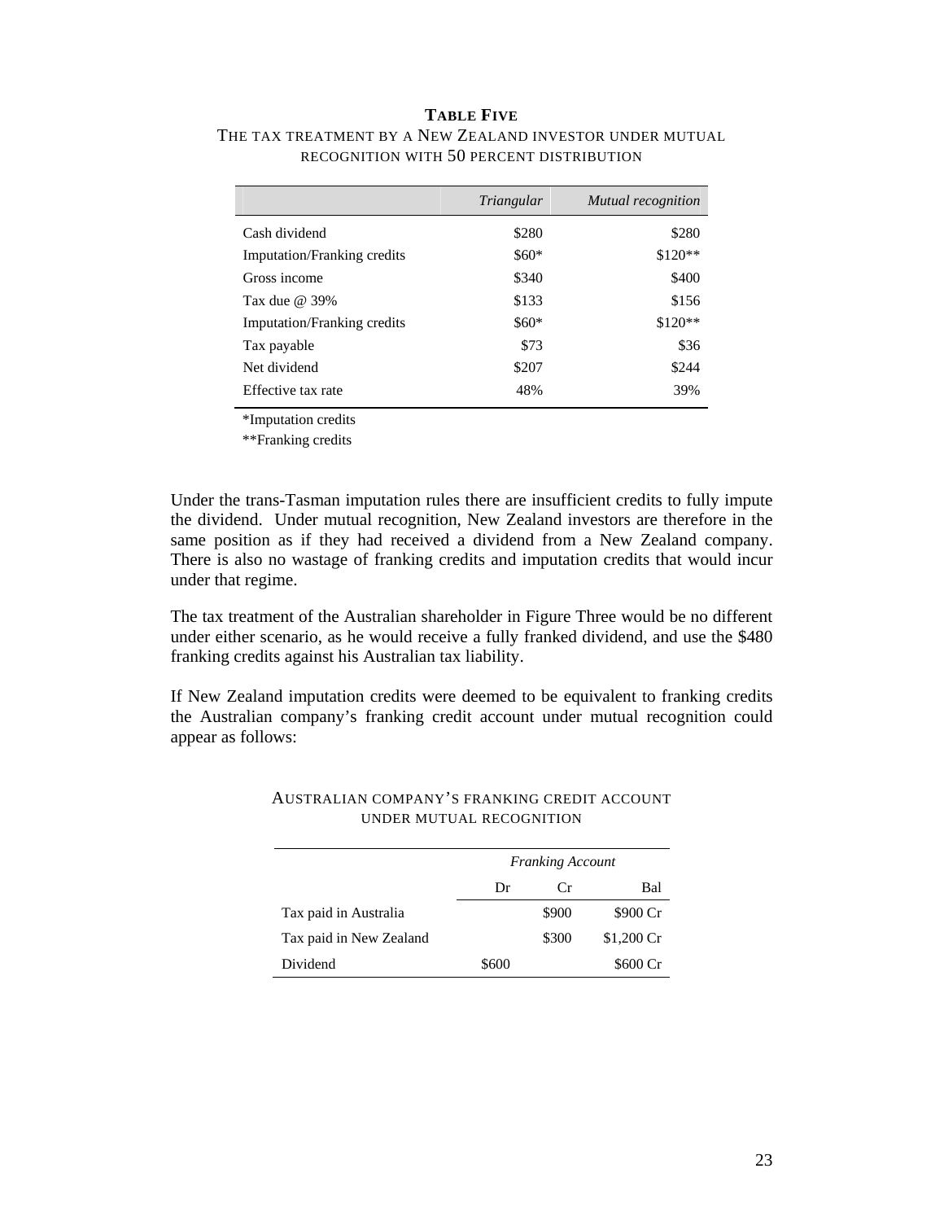**TABLE FIVE**

THE TAX TREATMENT BY A NEW ZEALAND INVESTOR UNDER MUTUAL RECOGNITION WITH 50 PERCENT DISTRIBUTION

| | *Triangular* | *Mutual recognition* |
|---|---:|---:|
| Cash dividend | \$280 | \$280 |
| Imputation/Franking credits | \$60* | \$120** |
| Gross income | \$340 | \$400 |
| Tax due @ 39% | \$133 | \$156 |
| Imputation/Franking credits | \$60* | \$120** |
| Tax payable | \$73 | \$36 |
| Net dividend | \$207 | \$244 |
| Effective tax rate | 48% | 39% |

*Imputation credits

**Franking credits

Under the trans-Tasman imputation rules there are insufficient credits to fully impute the dividend. Under mutual recognition, New Zealand investors are therefore in the same position as if they had received a dividend from a New Zealand company. There is also no wastage of franking credits and imputation credits that would incur under that regime.

The tax treatment of the Australian shareholder in Figure Three would be no different under either scenario, as he would receive a fully franked dividend, and use the \$480 franking credits against his Australian tax liability.

If New Zealand imputation credits were deemed to be equivalent to franking credits the Australian company's franking credit account under mutual recognition could appear as follows:

AUSTRALIAN COMPANY'S FRANKING CREDIT ACCOUNT UNDER MUTUAL RECOGNITION

| | *Franking Account* | | |
|---|---:|---:|---:|
| | Dr | Cr | Bal |
| Tax paid in Australia | | \$900 | \$900 Cr |
| Tax paid in New Zealand | | \$300 | \$1,200 Cr |
| Dividend | \$600 | | \$600 Cr |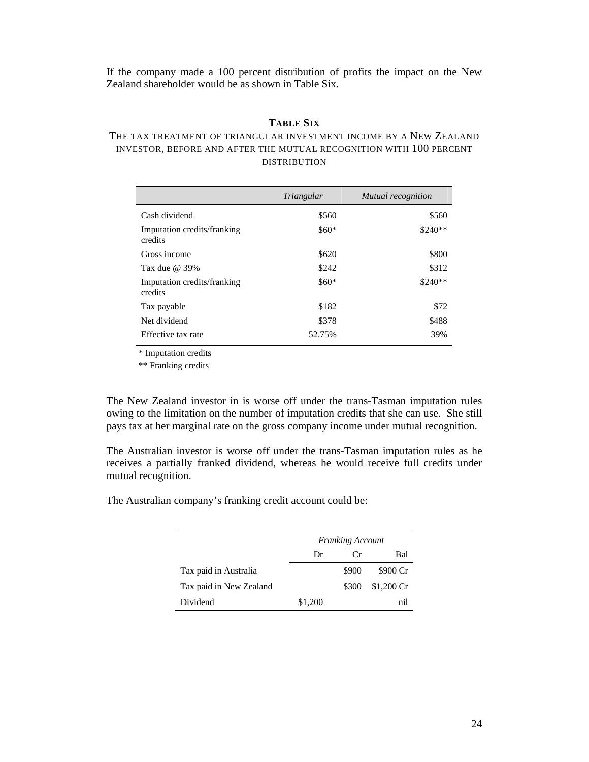If the company made a 100 percent distribution of profits the impact on the New Zealand shareholder would be as shown in Table Six.

**TABLE SIX**

THE TAX TREATMENT OF TRIANGULAR INVESTMENT INCOME BY A NEW ZEALAND INVESTOR, BEFORE AND AFTER THE MUTUAL RECOGNITION WITH 100 PERCENT DISTRIBUTION

| | *Triangular* | *Mutual recognition* |
|---|---:|---:|
| Cash dividend | \$560 | \$560 |
| Imputation credits/franking credits | \$60* | \$240** |
| Gross income | \$620 | \$800 |
| Tax due @ 39% | \$242 | \$312 |
| Imputation credits/franking credits | \$60* | \$240** |
| Tax payable | \$182 | \$72 |
| Net dividend | \$378 | \$488 |
| Effective tax rate | 52.75% | 39% |

\* Imputation credits

\*\* Franking credits

The New Zealand investor in is worse off under the trans-Tasman imputation rules owing to the limitation on the number of imputation credits that she can use. She still pays tax at her marginal rate on the gross company income under mutual recognition.

The Australian investor is worse off under the trans-Tasman imputation rules as he receives a partially franked dividend, whereas he would receive full credits under mutual recognition.

The Australian company's franking credit account could be:

| | *Franking Account* | | |
|---|---:|---:|---:|
| | Dr | Cr | Bal |
| Tax paid in Australia | | \$900 | \$900 Cr |
| Tax paid in New Zealand | | \$300 | \$1,200 Cr |
| Dividend | \$1,200 | | nil |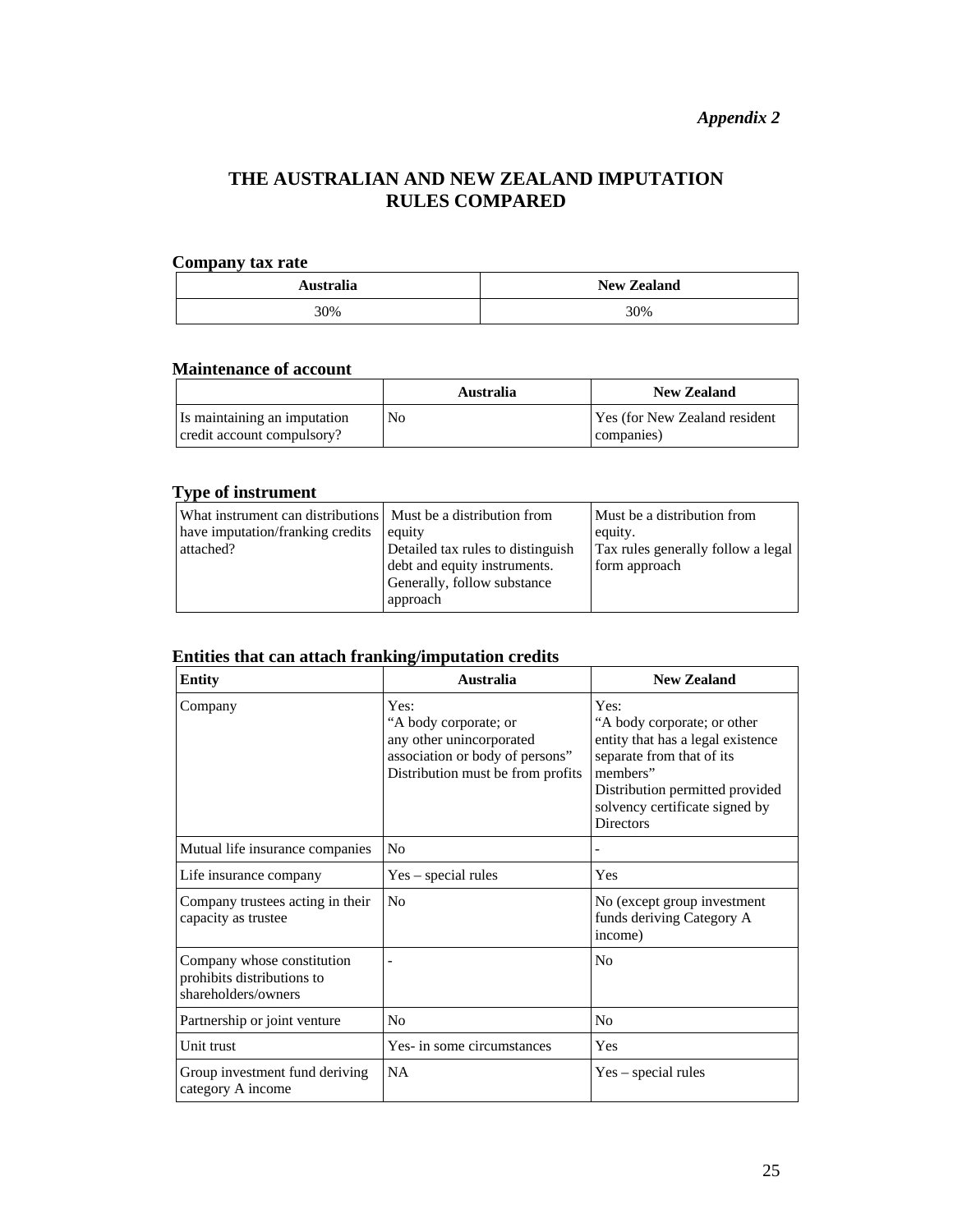*Appendix 2*

# THE AUSTRALIAN AND NEW ZEALAND IMPUTATION RULES COMPARED

## Company tax rate

| Australia | New Zealand |
|---|---|
| 30% | 30% |

## Maintenance of account

| | Australia | New Zealand |
|---|---|---|
| Is maintaining an imputation credit account compulsory? | No | Yes (for New Zealand resident companies) |

## Type of instrument

| | | |
|---|---|---|
| What instrument can distributions have imputation/franking credits attached? | Must be a distribution from equity<br>Detailed tax rules to distinguish debt and equity instruments. Generally, follow substance approach | Must be a distribution from equity.<br>Tax rules generally follow a legal form approach |

## Entities that can attach franking/imputation credits

| Entity | Australia | New Zealand |
|---|---|---|
| Company | Yes:<br>"A body corporate; or any other unincorporated association or body of persons"<br>Distribution must be from profits | Yes:<br>"A body corporate; or other entity that has a legal existence separate from that of its members"<br>Distribution permitted provided solvency certificate signed by Directors |
| Mutual life insurance companies | No | - |
| Life insurance company | Yes – special rules | Yes |
| Company trustees acting in their capacity as trustee | No | No (except group investment funds deriving Category A income) |
| Company whose constitution prohibits distributions to shareholders/owners | - | No |
| Partnership or joint venture | No | No |
| Unit trust | Yes- in some circumstances | Yes |
| Group investment fund deriving category A income | NA | Yes – special rules |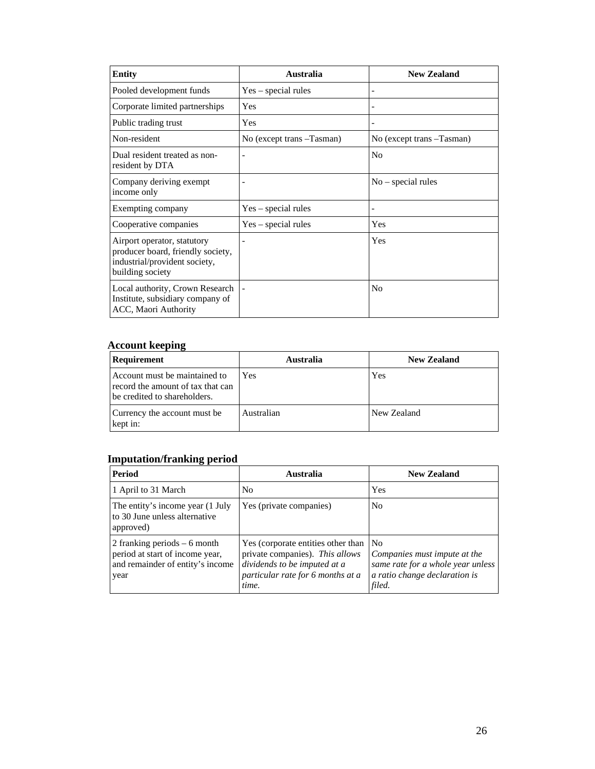| Entity | Australia | New Zealand |
|---|---|---|
| Pooled development funds | Yes – special rules | - |
| Corporate limited partnerships | Yes | - |
| Public trading trust | Yes | - |
| Non-resident | No (except trans –Tasman) | No (except trans –Tasman) |
| Dual resident treated as non-resident by DTA | - | No |
| Company deriving exempt income only | - | No – special rules |
| Exempting company | Yes – special rules | - |
| Cooperative companies | Yes – special rules | Yes |
| Airport operator, statutory producer board, friendly society, industrial/provident society, building society | - | Yes |
| Local authority, Crown Research Institute, subsidiary company of ACC, Maori Authority | - | No |

### Account keeping

| Requirement | Australia | New Zealand |
|---|---|---|
| Account must be maintained to record the amount of tax that can be credited to shareholders. | Yes | Yes |
| Currency the account must be kept in: | Australian | New Zealand |

### Imputation/franking period

| Period | Australia | New Zealand |
|---|---|---|
| 1 April to 31 March | No | Yes |
| The entity's income year (1 July to 30 June unless alternative approved) | Yes (private companies) | No |
| 2 franking periods – 6 month period at start of income year, and remainder of entity's income year | Yes (corporate entities other than private companies). *This allows dividends to be imputed at a particular rate for 6 months at a time.* | No *Companies must impute at the same rate for a whole year unless a ratio change declaration is filed.* |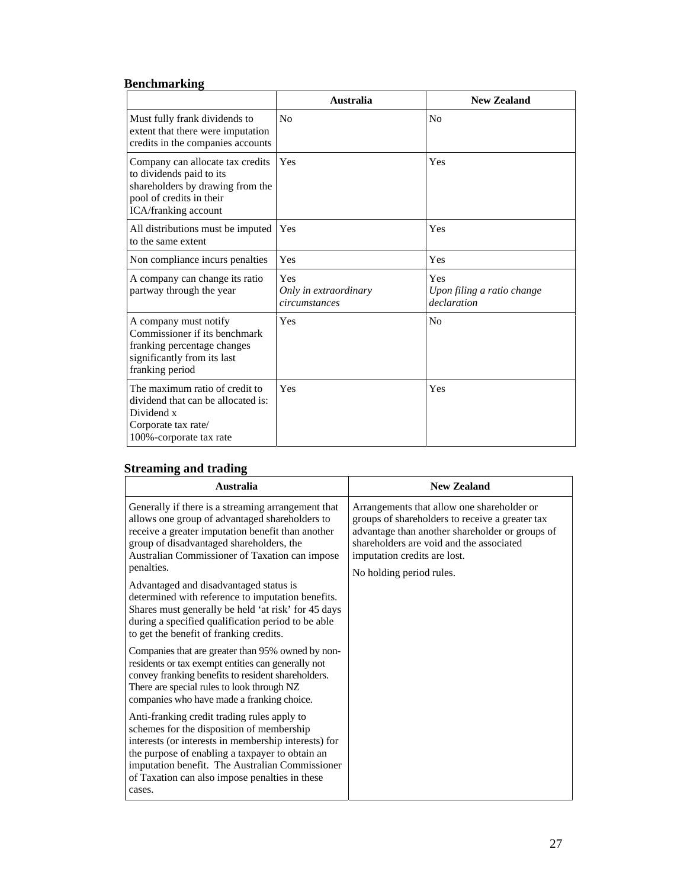## Benchmarking

| | Australia | New Zealand |
|---|---|---|
| Must fully frank dividends to extent that there were imputation credits in the companies accounts | No | No |
| Company can allocate tax credits to dividends paid to its shareholders by drawing from the pool of credits in their ICA/franking account | Yes | Yes |
| All distributions must be imputed to the same extent | Yes | Yes |
| Non compliance incurs penalties | Yes | Yes |
| A company can change its ratio partway through the year | Yes<br>*Only in extraordinary circumstances* | Yes<br>*Upon filing a ratio change declaration* |
| A company must notify Commissioner if its benchmark franking percentage changes significantly from its last franking period | Yes | No |
| The maximum ratio of credit to dividend that can be allocated is: Dividend x Corporate tax rate/ 100%-corporate tax rate | Yes | Yes |

## Streaming and trading

| Australia | New Zealand |
|---|---|
| Generally if there is a streaming arrangement that allows one group of advantaged shareholders to receive a greater imputation benefit than another group of disadvantaged shareholders, the Australian Commissioner of Taxation can impose penalties.<br><br>Advantaged and disadvantaged status is determined with reference to imputation benefits. Shares must generally be held 'at risk' for 45 days during a specified qualification period to be able to get the benefit of franking credits.<br><br>Companies that are greater than 95% owned by non-residents or tax exempt entities can generally not convey franking benefits to resident shareholders. There are special rules to look through NZ companies who have made a franking choice.<br><br>Anti-franking credit trading rules apply to schemes for the disposition of membership interests (or interests in membership interests) for the purpose of enabling a taxpayer to obtain an imputation benefit. The Australian Commissioner of Taxation can also impose penalties in these cases. | Arrangements that allow one shareholder or groups of shareholders to receive a greater tax advantage than another shareholder or groups of shareholders are void and the associated imputation credits are lost.<br><br>No holding period rules. |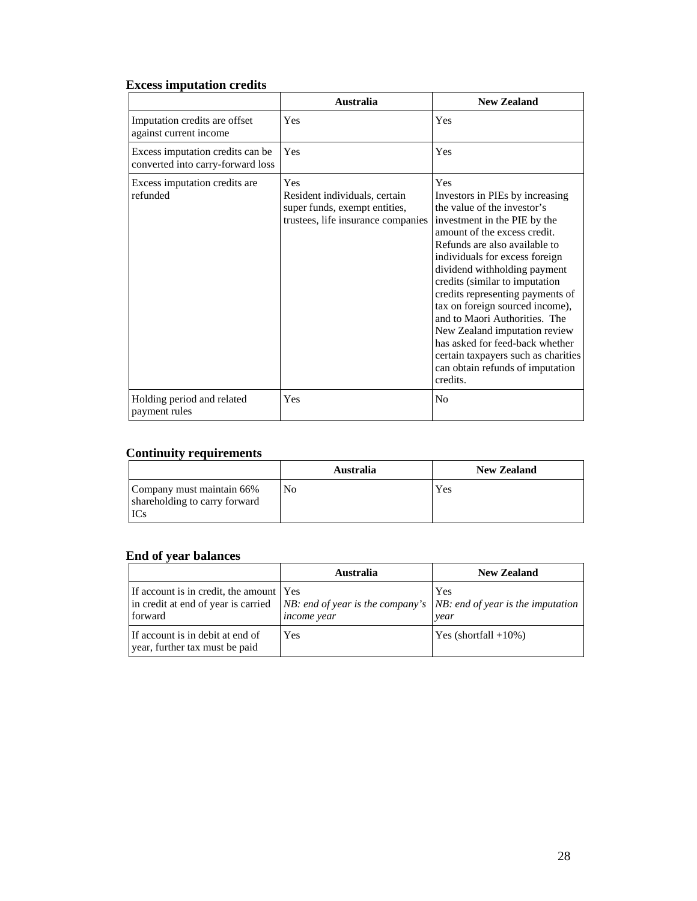### Excess imputation credits

| | Australia | New Zealand |
|---|---|---|
| Imputation credits are offset against current income | Yes | Yes |
| Excess imputation credits can be converted into carry-forward loss | Yes | Yes |
| Excess imputation credits are refunded | Yes<br>Resident individuals, certain super funds, exempt entities, trustees, life insurance companies | Yes<br>Investors in PIEs by increasing the value of the investor's investment in the PIE by the amount of the excess credit. Refunds are also available to individuals for excess foreign dividend withholding payment credits (similar to imputation credits representing payments of tax on foreign sourced income), and to Maori Authorities. The New Zealand imputation review has asked for feed-back whether certain taxpayers such as charities can obtain refunds of imputation credits. |
| Holding period and related payment rules | Yes | No |

### Continuity requirements

| | Australia | New Zealand |
|---|---|---|
| Company must maintain 66% shareholding to carry forward ICs | No | Yes |

### End of year balances

| | Australia | New Zealand |
|---|---|---|
| If account is in credit, the amount in credit at end of year is carried forward | Yes<br>*NB: end of year is the company's income year* | Yes<br>*NB: end of year is the imputation year* |
| If account is in debit at end of year, further tax must be paid | Yes | Yes (shortfall +10%) |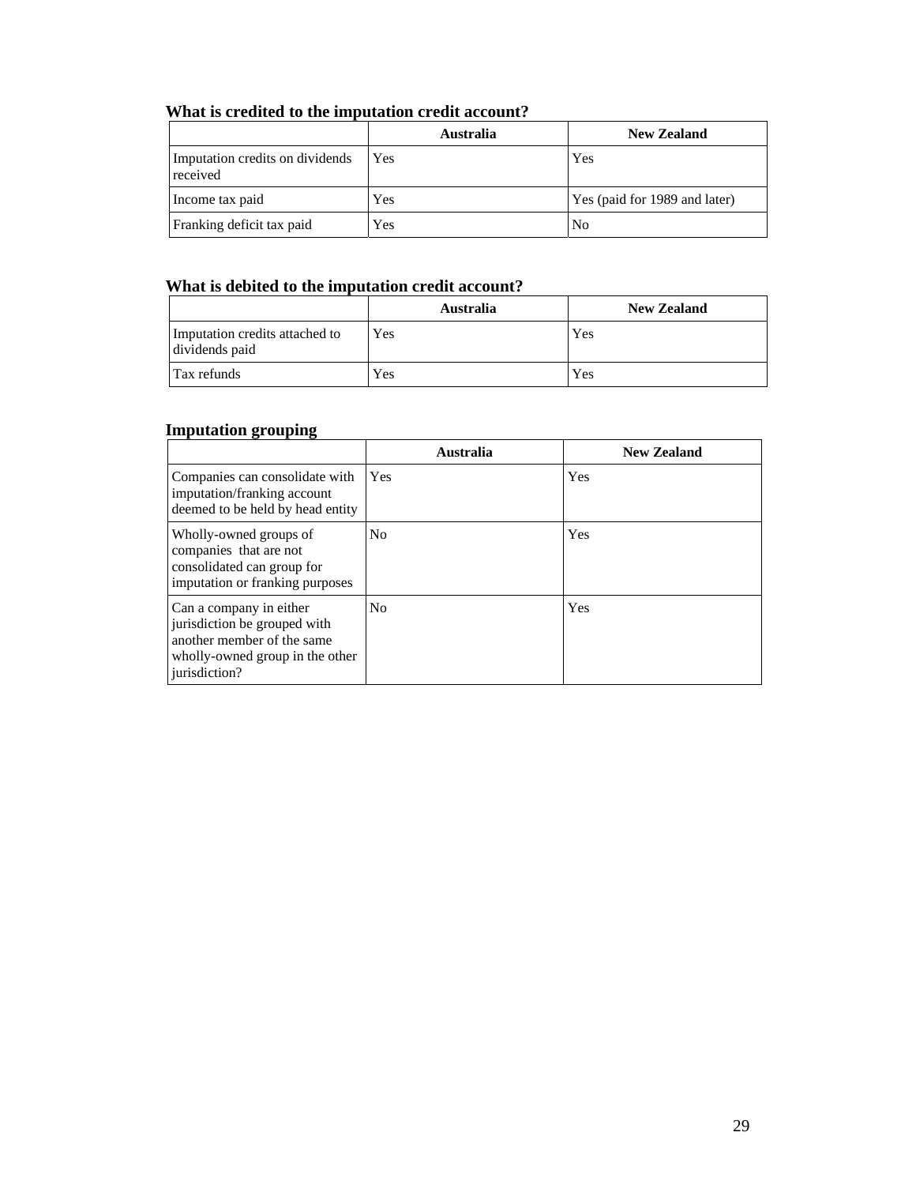### What is credited to the imputation credit account?

| | Australia | New Zealand |
|---|---|---|
| Imputation credits on dividends received | Yes | Yes |
| Income tax paid | Yes | Yes (paid for 1989 and later) |
| Franking deficit tax paid | Yes | No |

### What is debited to the imputation credit account?

| | Australia | New Zealand |
|---|---|---|
| Imputation credits attached to dividends paid | Yes | Yes |
| Tax refunds | Yes | Yes |

### Imputation grouping

| | Australia | New Zealand |
|---|---|---|
| Companies can consolidate with imputation/franking account deemed to be held by head entity | Yes | Yes |
| Wholly-owned groups of companies that are not consolidated can group for imputation or franking purposes | No | Yes |
| Can a company in either jurisdiction be grouped with another member of the same wholly-owned group in the other jurisdiction? | No | Yes |